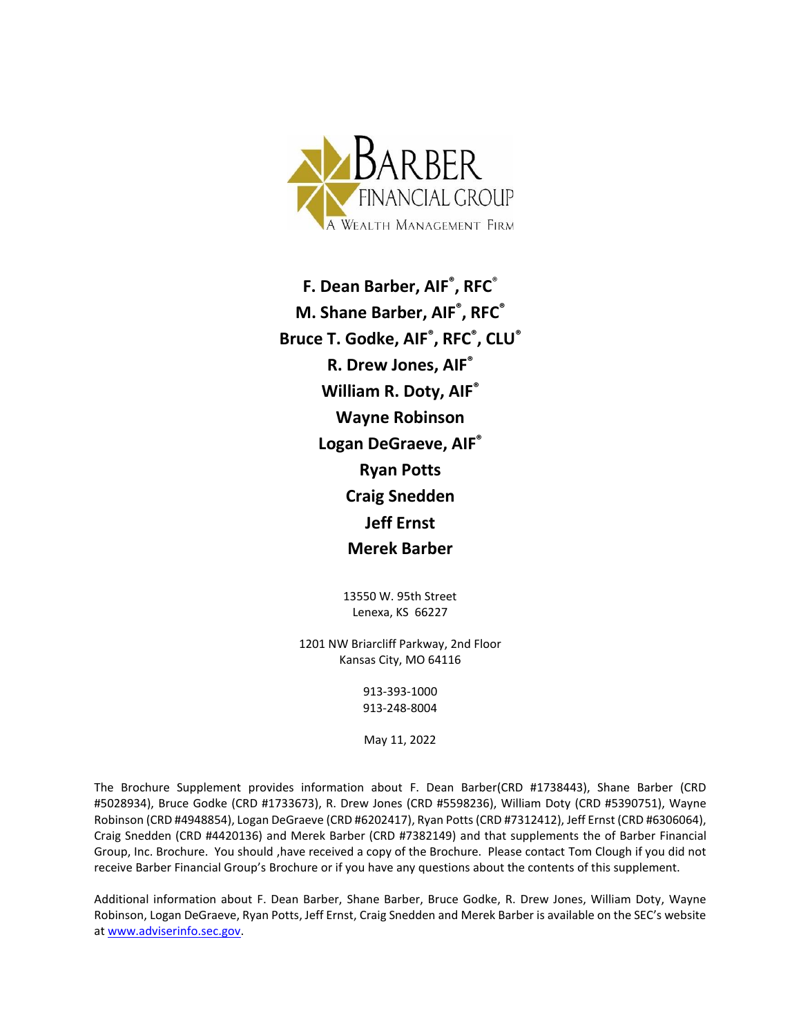BARBER FINANCIAL GROUP

A WEALTH MANAGEMENT FIRM

**F. Dean Barber, AIF®, RFC®**

**M. Shane Barber, AIF®, RFC®**

**Bruce T. Godke, AIF®, RFC®, CLU®**

**R. Drew Jones, AIF®**

**William R. Doty, AIF®**

**Wayne Robinson**

**Logan DeGraeve, AIF®**

**Ryan Potts**

**Craig Snedden**

**Jeff Ernst**

**Merek Barber**

13550 W. 95th Street
Lenexa, KS 66227

1201 NW Briarcliff Parkway, 2nd Floor
Kansas City, MO 64116

913-393-1000
913-248-8004

May 11, 2022

The Brochure Supplement provides information about F. Dean Barber(CRD #1738443), Shane Barber (CRD #5028934), Bruce Godke (CRD #1733673), R. Drew Jones (CRD #5598236), William Doty (CRD #5390751), Wayne Robinson (CRD #4948854), Logan DeGraeve (CRD #6202417), Ryan Potts (CRD #7312412), Jeff Ernst (CRD #6306064), Craig Snedden (CRD #4420136) and Merek Barber (CRD #7382149) and that supplements the of Barber Financial Group, Inc. Brochure. You should ,have received a copy of the Brochure. Please contact Tom Clough if you did not receive Barber Financial Group's Brochure or if you have any questions about the contents of this supplement.

Additional information about F. Dean Barber, Shane Barber, Bruce Godke, R. Drew Jones, William Doty, Wayne Robinson, Logan DeGraeve, Ryan Potts, Jeff Ernst, Craig Snedden and Merek Barber is available on the SEC's website at www.adviserinfo.sec.gov.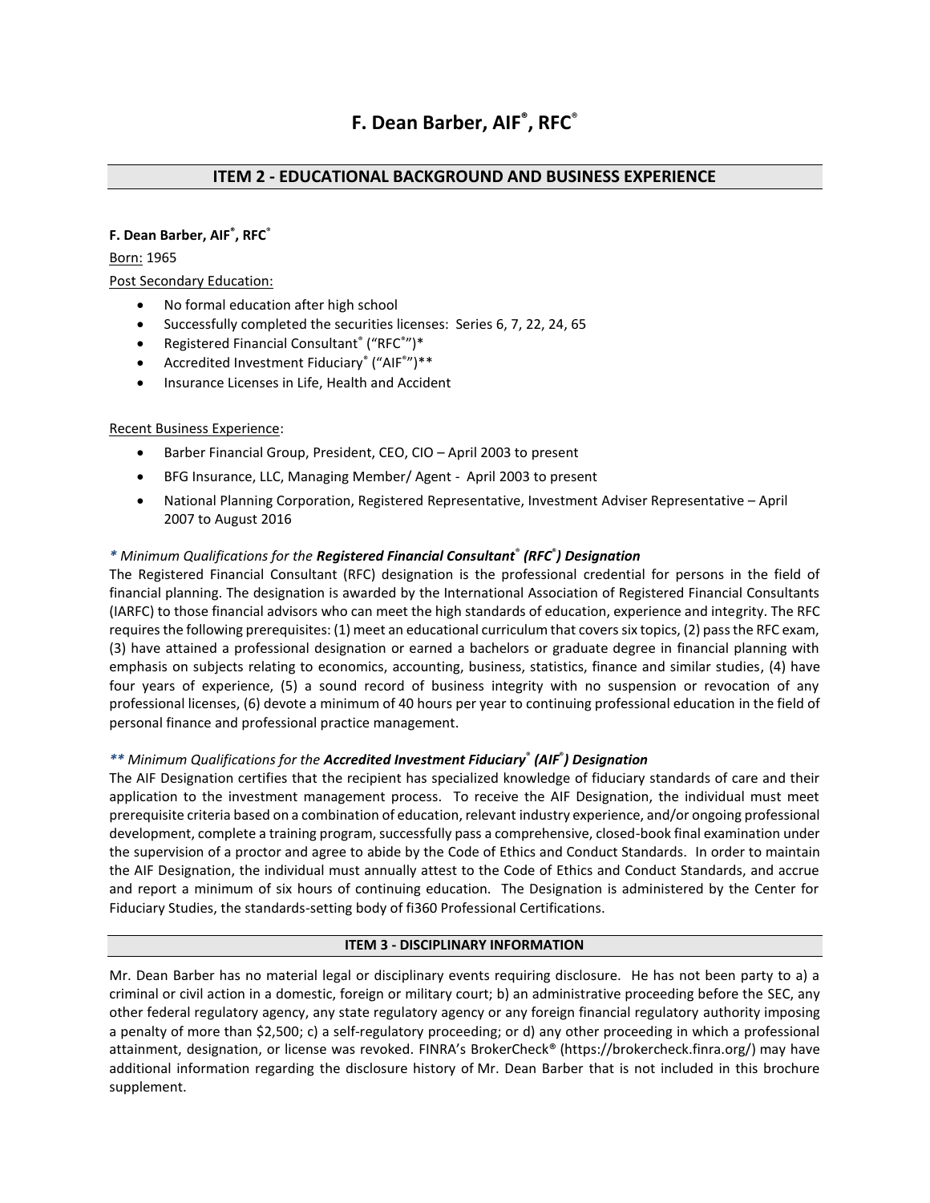# F. Dean Barber, AIF®, RFC®

## ITEM 2 - EDUCATIONAL BACKGROUND AND BUSINESS EXPERIENCE

**F. Dean Barber, AIF®, RFC®**

Born: 1965

Post Secondary Education:

- No formal education after high school
- Successfully completed the securities licenses: Series 6, 7, 22, 24, 65
- Registered Financial Consultant® ("RFC®")*
- Accredited Investment Fiduciary® ("AIF®")**
- Insurance Licenses in Life, Health and Accident

Recent Business Experience:

- Barber Financial Group, President, CEO, CIO – April 2003 to present
- BFG Insurance, LLC, Managing Member/ Agent - April 2003 to present
- National Planning Corporation, Registered Representative, Investment Adviser Representative – April 2007 to August 2016

*\* Minimum Qualifications for the **Registered Financial Consultant® (RFC®) Designation***

The Registered Financial Consultant (RFC) designation is the professional credential for persons in the field of financial planning. The designation is awarded by the International Association of Registered Financial Consultants (IARFC) to those financial advisors who can meet the high standards of education, experience and integrity. The RFC requires the following prerequisites: (1) meet an educational curriculum that covers six topics, (2) pass the RFC exam, (3) have attained a professional designation or earned a bachelors or graduate degree in financial planning with emphasis on subjects relating to economics, accounting, business, statistics, finance and similar studies, (4) have four years of experience, (5) a sound record of business integrity with no suspension or revocation of any professional licenses, (6) devote a minimum of 40 hours per year to continuing professional education in the field of personal finance and professional practice management.

*\*\* Minimum Qualifications for the **Accredited Investment Fiduciary® (AIF®) Designation***

The AIF Designation certifies that the recipient has specialized knowledge of fiduciary standards of care and their application to the investment management process. To receive the AIF Designation, the individual must meet prerequisite criteria based on a combination of education, relevant industry experience, and/or ongoing professional development, complete a training program, successfully pass a comprehensive, closed-book final examination under the supervision of a proctor and agree to abide by the Code of Ethics and Conduct Standards. In order to maintain the AIF Designation, the individual must annually attest to the Code of Ethics and Conduct Standards, and accrue and report a minimum of six hours of continuing education. The Designation is administered by the Center for Fiduciary Studies, the standards-setting body of fi360 Professional Certifications.

## ITEM 3 - DISCIPLINARY INFORMATION

Mr. Dean Barber has no material legal or disciplinary events requiring disclosure. He has not been party to a) a criminal or civil action in a domestic, foreign or military court; b) an administrative proceeding before the SEC, any other federal regulatory agency, any state regulatory agency or any foreign financial regulatory authority imposing a penalty of more than $2,500; c) a self-regulatory proceeding; or d) any other proceeding in which a professional attainment, designation, or license was revoked. FINRA's BrokerCheck® (https://brokercheck.finra.org/) may have additional information regarding the disclosure history of Mr. Dean Barber that is not included in this brochure supplement.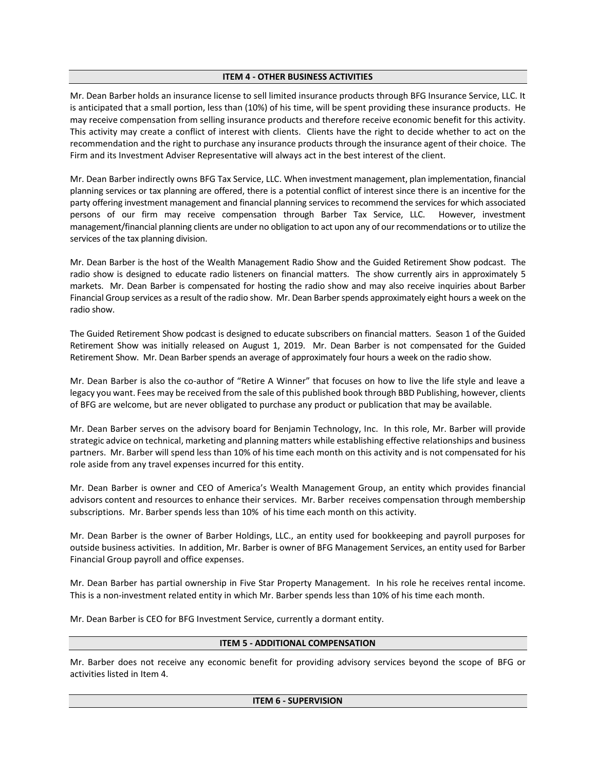## ITEM 4 - OTHER BUSINESS ACTIVITIES

Mr. Dean Barber holds an insurance license to sell limited insurance products through BFG Insurance Service, LLC. It is anticipated that a small portion, less than (10%) of his time, will be spent providing these insurance products. He may receive compensation from selling insurance products and therefore receive economic benefit for this activity. This activity may create a conflict of interest with clients. Clients have the right to decide whether to act on the recommendation and the right to purchase any insurance products through the insurance agent of their choice. The Firm and its Investment Adviser Representative will always act in the best interest of the client.

Mr. Dean Barber indirectly owns BFG Tax Service, LLC. When investment management, plan implementation, financial planning services or tax planning are offered, there is a potential conflict of interest since there is an incentive for the party offering investment management and financial planning services to recommend the services for which associated persons of our firm may receive compensation through Barber Tax Service, LLC. However, investment management/financial planning clients are under no obligation to act upon any of our recommendations or to utilize the services of the tax planning division.

Mr. Dean Barber is the host of the Wealth Management Radio Show and the Guided Retirement Show podcast. The radio show is designed to educate radio listeners on financial matters. The show currently airs in approximately 5 markets. Mr. Dean Barber is compensated for hosting the radio show and may also receive inquiries about Barber Financial Group services as a result of the radio show. Mr. Dean Barber spends approximately eight hours a week on the radio show.

The Guided Retirement Show podcast is designed to educate subscribers on financial matters. Season 1 of the Guided Retirement Show was initially released on August 1, 2019. Mr. Dean Barber is not compensated for the Guided Retirement Show. Mr. Dean Barber spends an average of approximately four hours a week on the radio show.

Mr. Dean Barber is also the co-author of "Retire A Winner" that focuses on how to live the life style and leave a legacy you want. Fees may be received from the sale of this published book through BBD Publishing, however, clients of BFG are welcome, but are never obligated to purchase any product or publication that may be available.

Mr. Dean Barber serves on the advisory board for Benjamin Technology, Inc. In this role, Mr. Barber will provide strategic advice on technical, marketing and planning matters while establishing effective relationships and business partners. Mr. Barber will spend less than 10% of his time each month on this activity and is not compensated for his role aside from any travel expenses incurred for this entity.

Mr. Dean Barber is owner and CEO of America's Wealth Management Group, an entity which provides financial advisors content and resources to enhance their services. Mr. Barber receives compensation through membership subscriptions. Mr. Barber spends less than 10% of his time each month on this activity.

Mr. Dean Barber is the owner of Barber Holdings, LLC., an entity used for bookkeeping and payroll purposes for outside business activities. In addition, Mr. Barber is owner of BFG Management Services, an entity used for Barber Financial Group payroll and office expenses.

Mr. Dean Barber has partial ownership in Five Star Property Management. In his role he receives rental income. This is a non-investment related entity in which Mr. Barber spends less than 10% of his time each month.

Mr. Dean Barber is CEO for BFG Investment Service, currently a dormant entity.

## ITEM 5 - ADDITIONAL COMPENSATION

Mr. Barber does not receive any economic benefit for providing advisory services beyond the scope of BFG or activities listed in Item 4.

## ITEM 6 - SUPERVISION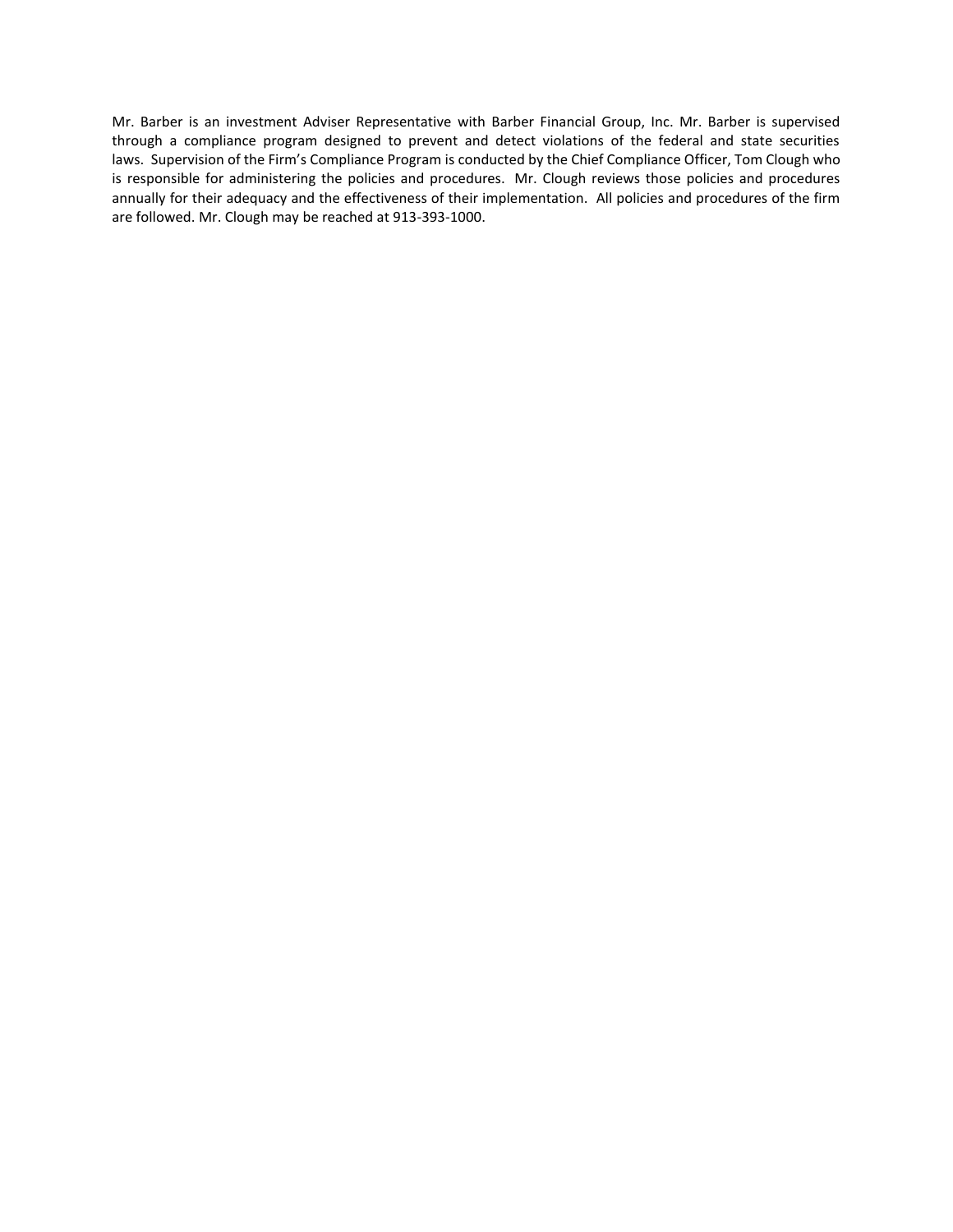Mr. Barber is an investment Adviser Representative with Barber Financial Group, Inc. Mr. Barber is supervised through a compliance program designed to prevent and detect violations of the federal and state securities laws. Supervision of the Firm's Compliance Program is conducted by the Chief Compliance Officer, Tom Clough who is responsible for administering the policies and procedures. Mr. Clough reviews those policies and procedures annually for their adequacy and the effectiveness of their implementation. All policies and procedures of the firm are followed. Mr. Clough may be reached at 913-393-1000.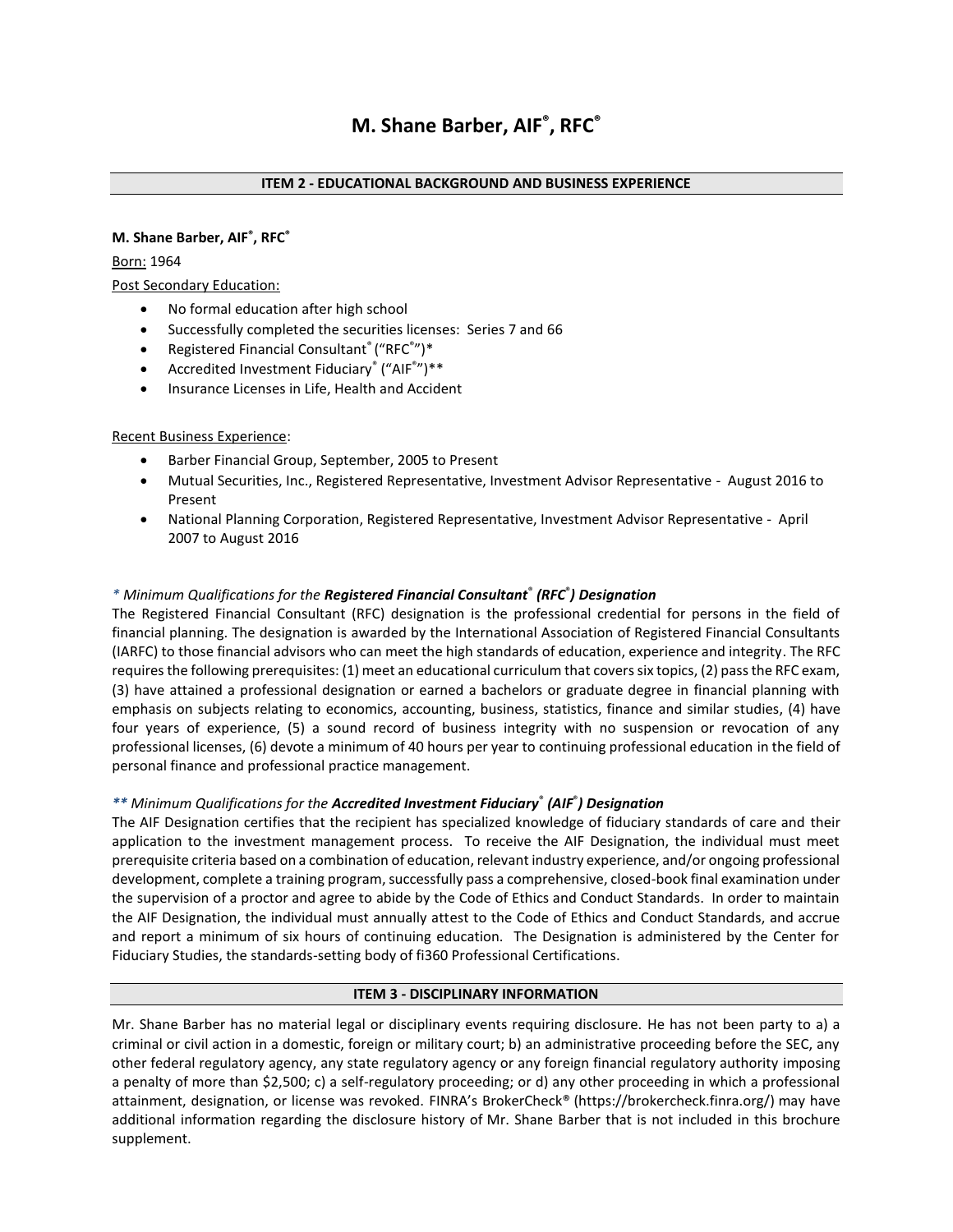# M. Shane Barber, AIF®, RFC®

## ITEM 2 - EDUCATIONAL BACKGROUND AND BUSINESS EXPERIENCE

**M. Shane Barber, AIF®, RFC®**

Born: 1964

Post Secondary Education:

- No formal education after high school
- Successfully completed the securities licenses: Series 7 and 66
- Registered Financial Consultant® ("RFC®")*
- Accredited Investment Fiduciary® ("AIF®")**
- Insurance Licenses in Life, Health and Accident

Recent Business Experience:

- Barber Financial Group, September, 2005 to Present
- Mutual Securities, Inc., Registered Representative, Investment Advisor Representative - August 2016 to Present
- National Planning Corporation, Registered Representative, Investment Advisor Representative - April 2007 to August 2016

*\* Minimum Qualifications for the **Registered Financial Consultant® (RFC®) Designation***

The Registered Financial Consultant (RFC) designation is the professional credential for persons in the field of financial planning. The designation is awarded by the International Association of Registered Financial Consultants (IARFC) to those financial advisors who can meet the high standards of education, experience and integrity. The RFC requires the following prerequisites: (1) meet an educational curriculum that covers six topics, (2) pass the RFC exam, (3) have attained a professional designation or earned a bachelors or graduate degree in financial planning with emphasis on subjects relating to economics, accounting, business, statistics, finance and similar studies, (4) have four years of experience, (5) a sound record of business integrity with no suspension or revocation of any professional licenses, (6) devote a minimum of 40 hours per year to continuing professional education in the field of personal finance and professional practice management.

*\*\* Minimum Qualifications for the **Accredited Investment Fiduciary® (AIF®) Designation***

The AIF Designation certifies that the recipient has specialized knowledge of fiduciary standards of care and their application to the investment management process. To receive the AIF Designation, the individual must meet prerequisite criteria based on a combination of education, relevant industry experience, and/or ongoing professional development, complete a training program, successfully pass a comprehensive, closed-book final examination under the supervision of a proctor and agree to abide by the Code of Ethics and Conduct Standards. In order to maintain the AIF Designation, the individual must annually attest to the Code of Ethics and Conduct Standards, and accrue and report a minimum of six hours of continuing education. The Designation is administered by the Center for Fiduciary Studies, the standards-setting body of fi360 Professional Certifications.

## ITEM 3 - DISCIPLINARY INFORMATION

Mr. Shane Barber has no material legal or disciplinary events requiring disclosure. He has not been party to a) a criminal or civil action in a domestic, foreign or military court; b) an administrative proceeding before the SEC, any other federal regulatory agency, any state regulatory agency or any foreign financial regulatory authority imposing a penalty of more than $2,500; c) a self-regulatory proceeding; or d) any other proceeding in which a professional attainment, designation, or license was revoked. FINRA's BrokerCheck® (https://brokercheck.finra.org/) may have additional information regarding the disclosure history of Mr. Shane Barber that is not included in this brochure supplement.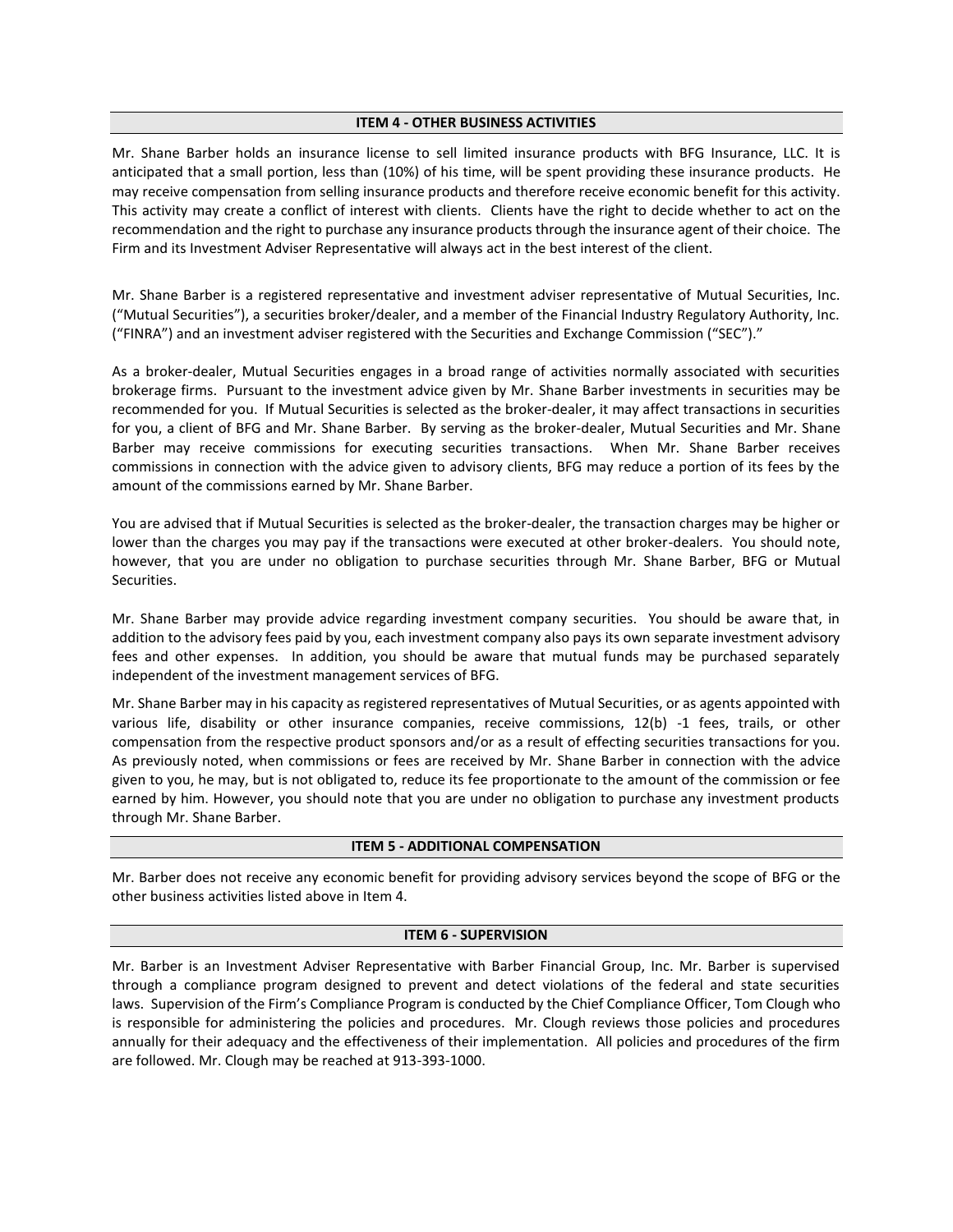## ITEM 4 - OTHER BUSINESS ACTIVITIES

Mr. Shane Barber holds an insurance license to sell limited insurance products with BFG Insurance, LLC. It is anticipated that a small portion, less than (10%) of his time, will be spent providing these insurance products. He may receive compensation from selling insurance products and therefore receive economic benefit for this activity. This activity may create a conflict of interest with clients. Clients have the right to decide whether to act on the recommendation and the right to purchase any insurance products through the insurance agent of their choice. The Firm and its Investment Adviser Representative will always act in the best interest of the client.

Mr. Shane Barber is a registered representative and investment adviser representative of Mutual Securities, Inc. ("Mutual Securities"), a securities broker/dealer, and a member of the Financial Industry Regulatory Authority, Inc. ("FINRA") and an investment adviser registered with the Securities and Exchange Commission ("SEC")."

As a broker-dealer, Mutual Securities engages in a broad range of activities normally associated with securities brokerage firms. Pursuant to the investment advice given by Mr. Shane Barber investments in securities may be recommended for you. If Mutual Securities is selected as the broker-dealer, it may affect transactions in securities for you, a client of BFG and Mr. Shane Barber. By serving as the broker-dealer, Mutual Securities and Mr. Shane Barber may receive commissions for executing securities transactions. When Mr. Shane Barber receives commissions in connection with the advice given to advisory clients, BFG may reduce a portion of its fees by the amount of the commissions earned by Mr. Shane Barber.

You are advised that if Mutual Securities is selected as the broker-dealer, the transaction charges may be higher or lower than the charges you may pay if the transactions were executed at other broker-dealers. You should note, however, that you are under no obligation to purchase securities through Mr. Shane Barber, BFG or Mutual Securities.

Mr. Shane Barber may provide advice regarding investment company securities. You should be aware that, in addition to the advisory fees paid by you, each investment company also pays its own separate investment advisory fees and other expenses. In addition, you should be aware that mutual funds may be purchased separately independent of the investment management services of BFG.

Mr. Shane Barber may in his capacity as registered representatives of Mutual Securities, or as agents appointed with various life, disability or other insurance companies, receive commissions, 12(b) -1 fees, trails, or other compensation from the respective product sponsors and/or as a result of effecting securities transactions for you. As previously noted, when commissions or fees are received by Mr. Shane Barber in connection with the advice given to you, he may, but is not obligated to, reduce its fee proportionate to the amount of the commission or fee earned by him. However, you should note that you are under no obligation to purchase any investment products through Mr. Shane Barber.

## ITEM 5 - ADDITIONAL COMPENSATION

Mr. Barber does not receive any economic benefit for providing advisory services beyond the scope of BFG or the other business activities listed above in Item 4.

## ITEM 6 - SUPERVISION

Mr. Barber is an Investment Adviser Representative with Barber Financial Group, Inc. Mr. Barber is supervised through a compliance program designed to prevent and detect violations of the federal and state securities laws. Supervision of the Firm's Compliance Program is conducted by the Chief Compliance Officer, Tom Clough who is responsible for administering the policies and procedures. Mr. Clough reviews those policies and procedures annually for their adequacy and the effectiveness of their implementation. All policies and procedures of the firm are followed. Mr. Clough may be reached at 913-393-1000.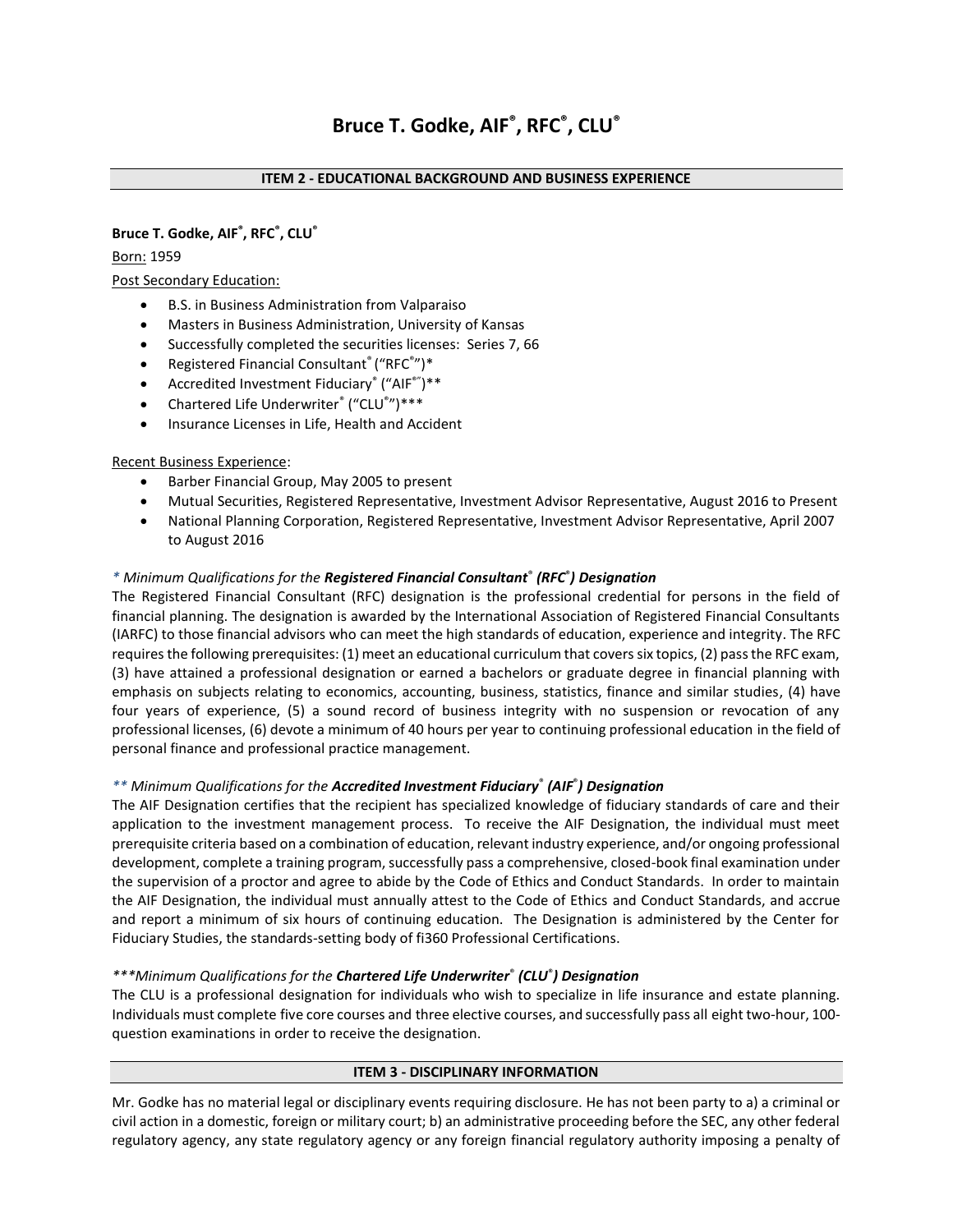# Bruce T. Godke, AIF®, RFC®, CLU®

## ITEM 2 - EDUCATIONAL BACKGROUND AND BUSINESS EXPERIENCE

**Bruce T. Godke, AIF®, RFC®, CLU®**

Born: 1959

Post Secondary Education:

- B.S. in Business Administration from Valparaiso
- Masters in Business Administration, University of Kansas
- Successfully completed the securities licenses: Series 7, 66
- Registered Financial Consultant® ("RFC®")*
- Accredited Investment Fiduciary® ("AIF®")**
- Chartered Life Underwriter® ("CLU®")***
- Insurance Licenses in Life, Health and Accident

Recent Business Experience:

- Barber Financial Group, May 2005 to present
- Mutual Securities, Registered Representative, Investment Advisor Representative, August 2016 to Present
- National Planning Corporation, Registered Representative, Investment Advisor Representative, April 2007 to August 2016

*\* Minimum Qualifications for the **Registered Financial Consultant® (RFC®) Designation***

The Registered Financial Consultant (RFC) designation is the professional credential for persons in the field of financial planning. The designation is awarded by the International Association of Registered Financial Consultants (IARFC) to those financial advisors who can meet the high standards of education, experience and integrity. The RFC requires the following prerequisites: (1) meet an educational curriculum that covers six topics, (2) pass the RFC exam, (3) have attained a professional designation or earned a bachelors or graduate degree in financial planning with emphasis on subjects relating to economics, accounting, business, statistics, finance and similar studies, (4) have four years of experience, (5) a sound record of business integrity with no suspension or revocation of any professional licenses, (6) devote a minimum of 40 hours per year to continuing professional education in the field of personal finance and professional practice management.

*\*\* Minimum Qualifications for the **Accredited Investment Fiduciary® (AIF®) Designation***

The AIF Designation certifies that the recipient has specialized knowledge of fiduciary standards of care and their application to the investment management process. To receive the AIF Designation, the individual must meet prerequisite criteria based on a combination of education, relevant industry experience, and/or ongoing professional development, complete a training program, successfully pass a comprehensive, closed-book final examination under the supervision of a proctor and agree to abide by the Code of Ethics and Conduct Standards. In order to maintain the AIF Designation, the individual must annually attest to the Code of Ethics and Conduct Standards, and accrue and report a minimum of six hours of continuing education. The Designation is administered by the Center for Fiduciary Studies, the standards-setting body of fi360 Professional Certifications.

*\*\*\*Minimum Qualifications for the **Chartered Life Underwriter® (CLU®) Designation***

The CLU is a professional designation for individuals who wish to specialize in life insurance and estate planning. Individuals must complete five core courses and three elective courses, and successfully pass all eight two-hour, 100-question examinations in order to receive the designation.

## ITEM 3 - DISCIPLINARY INFORMATION

Mr. Godke has no material legal or disciplinary events requiring disclosure. He has not been party to a) a criminal or civil action in a domestic, foreign or military court; b) an administrative proceeding before the SEC, any other federal regulatory agency, any state regulatory agency or any foreign financial regulatory authority imposing a penalty of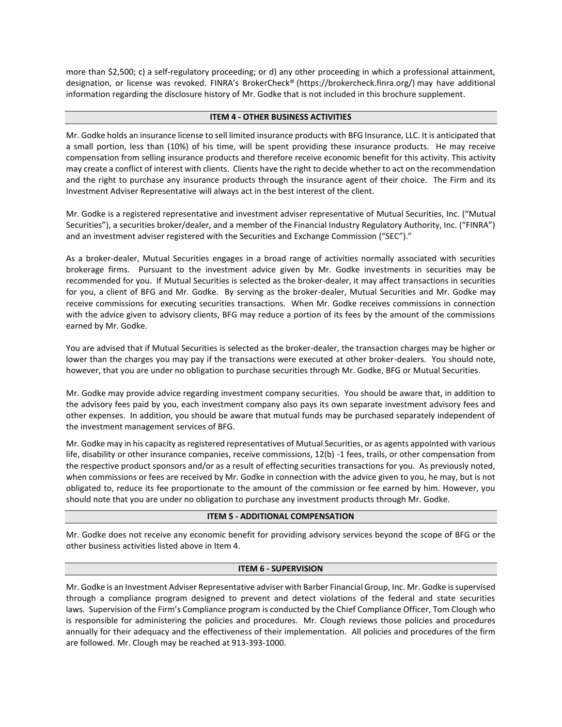more than $2,500; c) a self-regulatory proceeding; or d) any other proceeding in which a professional attainment, designation, or license was revoked. FINRA's BrokerCheck® (https://brokercheck.finra.org/) may have additional information regarding the disclosure history of Mr. Godke that is not included in this brochure supplement.

## ITEM 4 - OTHER BUSINESS ACTIVITIES

Mr. Godke holds an insurance license to sell limited insurance products with BFG Insurance, LLC. It is anticipated that a small portion, less than (10%) of his time, will be spent providing these insurance products. He may receive compensation from selling insurance products and therefore receive economic benefit for this activity. This activity may create a conflict of interest with clients. Clients have the right to decide whether to act on the recommendation and the right to purchase any insurance products through the insurance agent of their choice. The Firm and its Investment Adviser Representative will always act in the best interest of the client.

Mr. Godke is a registered representative and investment adviser representative of Mutual Securities, Inc. ("Mutual Securities"), a securities broker/dealer, and a member of the Financial Industry Regulatory Authority, Inc. ("FINRA") and an investment adviser registered with the Securities and Exchange Commission ("SEC")."

As a broker-dealer, Mutual Securities engages in a broad range of activities normally associated with securities brokerage firms. Pursuant to the investment advice given by Mr. Godke investments in securities may be recommended for you. If Mutual Securities is selected as the broker-dealer, it may affect transactions in securities for you, a client of BFG and Mr. Godke. By serving as the broker-dealer, Mutual Securities and Mr. Godke may receive commissions for executing securities transactions. When Mr. Godke receives commissions in connection with the advice given to advisory clients, BFG may reduce a portion of its fees by the amount of the commissions earned by Mr. Godke.

You are advised that if Mutual Securities is selected as the broker-dealer, the transaction charges may be higher or lower than the charges you may pay if the transactions were executed at other broker-dealers. You should note, however, that you are under no obligation to purchase securities through Mr. Godke, BFG or Mutual Securities.

Mr. Godke may provide advice regarding investment company securities. You should be aware that, in addition to the advisory fees paid by you, each investment company also pays its own separate investment advisory fees and other expenses. In addition, you should be aware that mutual funds may be purchased separately independent of the investment management services of BFG.

Mr. Godke may in his capacity as registered representatives of Mutual Securities, or as agents appointed with various life, disability or other insurance companies, receive commissions, 12(b) -1 fees, trails, or other compensation from the respective product sponsors and/or as a result of effecting securities transactions for you. As previously noted, when commissions or fees are received by Mr. Godke in connection with the advice given to you, he may, but is not obligated to, reduce its fee proportionate to the amount of the commission or fee earned by him. However, you should note that you are under no obligation to purchase any investment products through Mr. Godke.

## ITEM 5 - ADDITIONAL COMPENSATION

Mr. Godke does not receive any economic benefit for providing advisory services beyond the scope of BFG or the other business activities listed above in Item 4.

## ITEM 6 - SUPERVISION

Mr. Godke is an Investment Adviser Representative adviser with Barber Financial Group, Inc. Mr. Godke is supervised through a compliance program designed to prevent and detect violations of the federal and state securities laws. Supervision of the Firm's Compliance program is conducted by the Chief Compliance Officer, Tom Clough who is responsible for administering the policies and procedures. Mr. Clough reviews those policies and procedures annually for their adequacy and the effectiveness of their implementation. All policies and procedures of the firm are followed. Mr. Clough may be reached at 913-393-1000.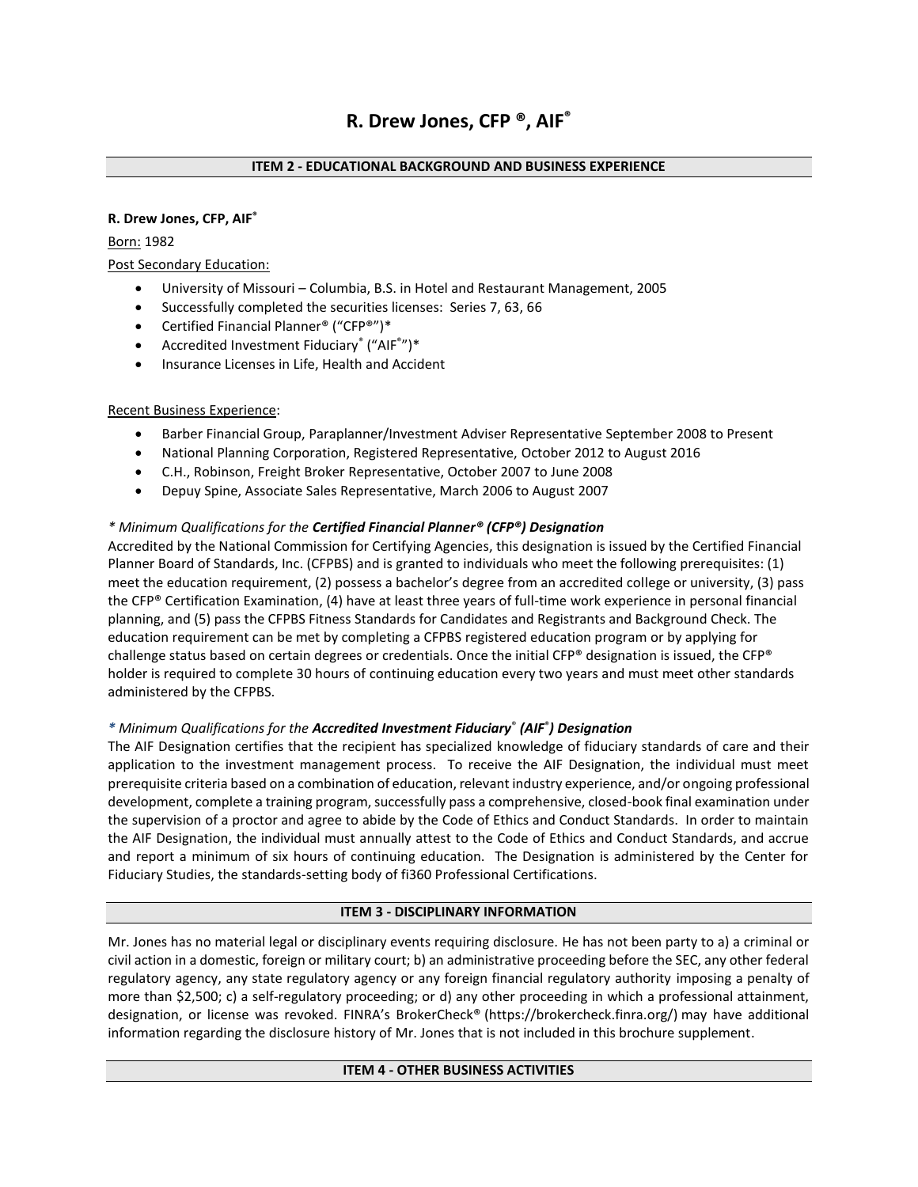# R. Drew Jones, CFP ®, AIF®

## ITEM 2 - EDUCATIONAL BACKGROUND AND BUSINESS EXPERIENCE

**R. Drew Jones, CFP, AIF®**

Born: 1982

Post Secondary Education:

- University of Missouri – Columbia, B.S. in Hotel and Restaurant Management, 2005
- Successfully completed the securities licenses: Series 7, 63, 66
- Certified Financial Planner® ("CFP®")*
- Accredited Investment Fiduciary® ("AIF®")*
- Insurance Licenses in Life, Health and Accident

Recent Business Experience:

- Barber Financial Group, Paraplanner/Investment Adviser Representative September 2008 to Present
- National Planning Corporation, Registered Representative, October 2012 to August 2016
- C.H., Robinson, Freight Broker Representative, October 2007 to June 2008
- Depuy Spine, Associate Sales Representative, March 2006 to August 2007

*\* Minimum Qualifications for the **Certified Financial Planner® (CFP®) Designation***

Accredited by the National Commission for Certifying Agencies, this designation is issued by the Certified Financial Planner Board of Standards, Inc. (CFPBS) and is granted to individuals who meet the following prerequisites: (1) meet the education requirement, (2) possess a bachelor's degree from an accredited college or university, (3) pass the CFP® Certification Examination, (4) have at least three years of full-time work experience in personal financial planning, and (5) pass the CFPBS Fitness Standards for Candidates and Registrants and Background Check. The education requirement can be met by completing a CFPBS registered education program or by applying for challenge status based on certain degrees or credentials. Once the initial CFP® designation is issued, the CFP® holder is required to complete 30 hours of continuing education every two years and must meet other standards administered by the CFPBS.

*\* Minimum Qualifications for the **Accredited Investment Fiduciary® (AIF®) Designation***

The AIF Designation certifies that the recipient has specialized knowledge of fiduciary standards of care and their application to the investment management process. To receive the AIF Designation, the individual must meet prerequisite criteria based on a combination of education, relevant industry experience, and/or ongoing professional development, complete a training program, successfully pass a comprehensive, closed-book final examination under the supervision of a proctor and agree to abide by the Code of Ethics and Conduct Standards. In order to maintain the AIF Designation, the individual must annually attest to the Code of Ethics and Conduct Standards, and accrue and report a minimum of six hours of continuing education. The Designation is administered by the Center for Fiduciary Studies, the standards-setting body of fi360 Professional Certifications.

## ITEM 3 - DISCIPLINARY INFORMATION

Mr. Jones has no material legal or disciplinary events requiring disclosure. He has not been party to a) a criminal or civil action in a domestic, foreign or military court; b) an administrative proceeding before the SEC, any other federal regulatory agency, any state regulatory agency or any foreign financial regulatory authority imposing a penalty of more than $2,500; c) a self-regulatory proceeding; or d) any other proceeding in which a professional attainment, designation, or license was revoked. FINRA's BrokerCheck® (https://brokercheck.finra.org/) may have additional information regarding the disclosure history of Mr. Jones that is not included in this brochure supplement.

## ITEM 4 - OTHER BUSINESS ACTIVITIES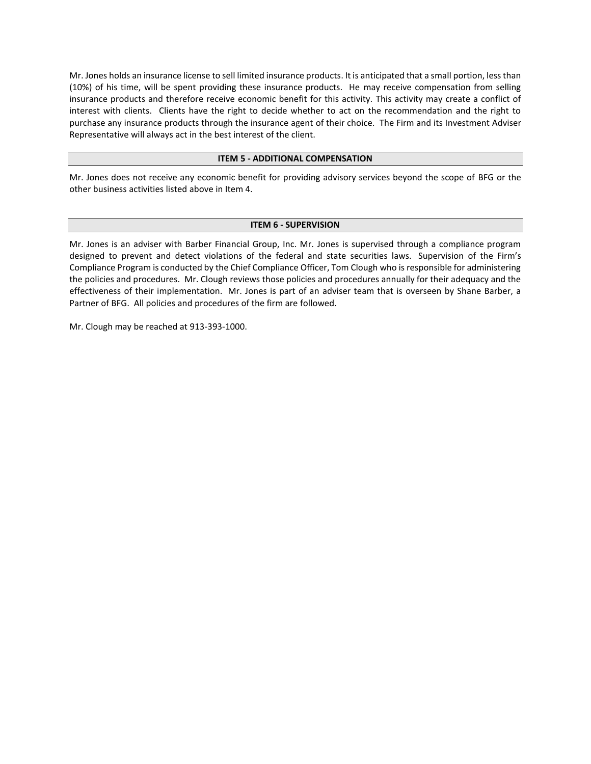Mr. Jones holds an insurance license to sell limited insurance products. It is anticipated that a small portion, less than (10%) of his time, will be spent providing these insurance products. He may receive compensation from selling insurance products and therefore receive economic benefit for this activity. This activity may create a conflict of interest with clients. Clients have the right to decide whether to act on the recommendation and the right to purchase any insurance products through the insurance agent of their choice. The Firm and its Investment Adviser Representative will always act in the best interest of the client.

## ITEM 5 - ADDITIONAL COMPENSATION

Mr. Jones does not receive any economic benefit for providing advisory services beyond the scope of BFG or the other business activities listed above in Item 4.

## ITEM 6 - SUPERVISION

Mr. Jones is an adviser with Barber Financial Group, Inc. Mr. Jones is supervised through a compliance program designed to prevent and detect violations of the federal and state securities laws. Supervision of the Firm's Compliance Program is conducted by the Chief Compliance Officer, Tom Clough who is responsible for administering the policies and procedures. Mr. Clough reviews those policies and procedures annually for their adequacy and the effectiveness of their implementation. Mr. Jones is part of an adviser team that is overseen by Shane Barber, a Partner of BFG. All policies and procedures of the firm are followed.

Mr. Clough may be reached at 913-393-1000.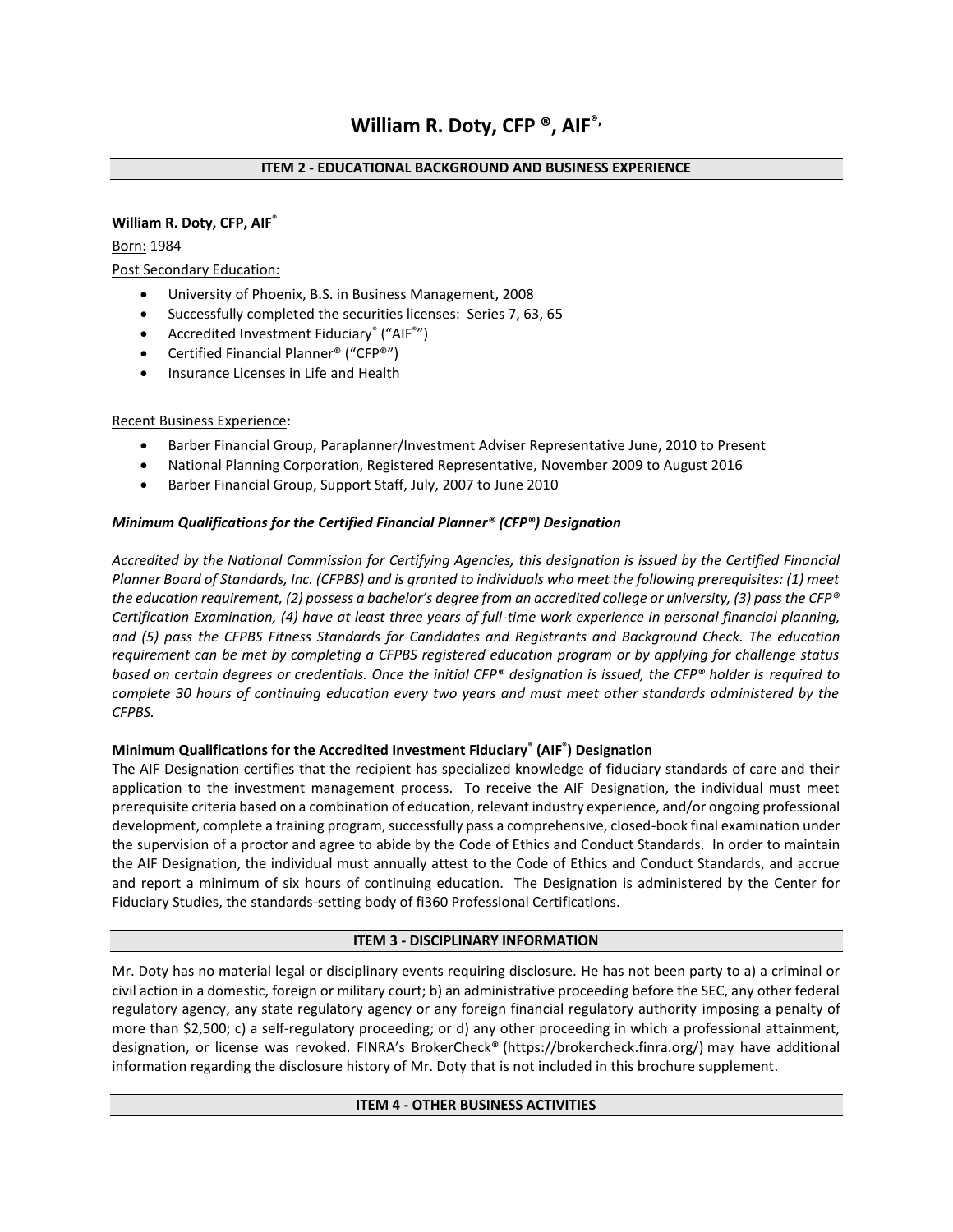# William R. Doty, CFP ®, AIF®,

## ITEM 2 - EDUCATIONAL BACKGROUND AND BUSINESS EXPERIENCE

**William R. Doty, CFP, AIF®**

Born: 1984

Post Secondary Education:

- University of Phoenix, B.S. in Business Management, 2008
- Successfully completed the securities licenses: Series 7, 63, 65
- Accredited Investment Fiduciary® ("AIF®")
- Certified Financial Planner® ("CFP®")
- Insurance Licenses in Life and Health

Recent Business Experience:

- Barber Financial Group, Paraplanner/Investment Adviser Representative June, 2010 to Present
- National Planning Corporation, Registered Representative, November 2009 to August 2016
- Barber Financial Group, Support Staff, July, 2007 to June 2010

***Minimum Qualifications for the Certified Financial Planner® (CFP®) Designation***

*Accredited by the National Commission for Certifying Agencies, this designation is issued by the Certified Financial Planner Board of Standards, Inc. (CFPBS) and is granted to individuals who meet the following prerequisites: (1) meet the education requirement, (2) possess a bachelor's degree from an accredited college or university, (3) pass the CFP® Certification Examination, (4) have at least three years of full-time work experience in personal financial planning, and (5) pass the CFPBS Fitness Standards for Candidates and Registrants and Background Check. The education requirement can be met by completing a CFPBS registered education program or by applying for challenge status based on certain degrees or credentials. Once the initial CFP® designation is issued, the CFP® holder is required to complete 30 hours of continuing education every two years and must meet other standards administered by the CFPBS.*

**Minimum Qualifications for the Accredited Investment Fiduciary® (AIF®) Designation**

The AIF Designation certifies that the recipient has specialized knowledge of fiduciary standards of care and their application to the investment management process. To receive the AIF Designation, the individual must meet prerequisite criteria based on a combination of education, relevant industry experience, and/or ongoing professional development, complete a training program, successfully pass a comprehensive, closed-book final examination under the supervision of a proctor and agree to abide by the Code of Ethics and Conduct Standards. In order to maintain the AIF Designation, the individual must annually attest to the Code of Ethics and Conduct Standards, and accrue and report a minimum of six hours of continuing education. The Designation is administered by the Center for Fiduciary Studies, the standards-setting body of fi360 Professional Certifications.

## ITEM 3 - DISCIPLINARY INFORMATION

Mr. Doty has no material legal or disciplinary events requiring disclosure. He has not been party to a) a criminal or civil action in a domestic, foreign or military court; b) an administrative proceeding before the SEC, any other federal regulatory agency, any state regulatory agency or any foreign financial regulatory authority imposing a penalty of more than $2,500; c) a self-regulatory proceeding; or d) any other proceeding in which a professional attainment, designation, or license was revoked. FINRA's BrokerCheck® (https://brokercheck.finra.org/) may have additional information regarding the disclosure history of Mr. Doty that is not included in this brochure supplement.

## ITEM 4 - OTHER BUSINESS ACTIVITIES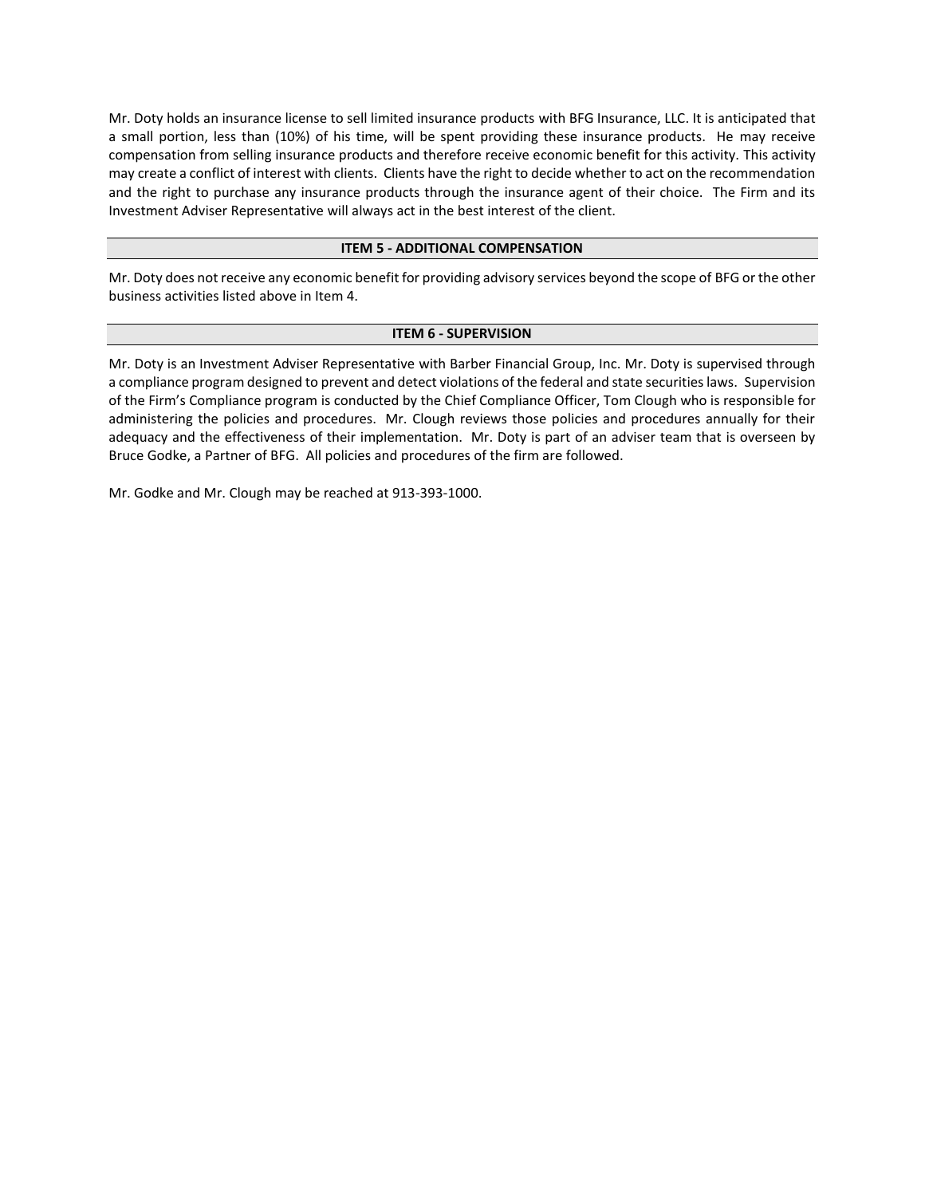Mr. Doty holds an insurance license to sell limited insurance products with BFG Insurance, LLC. It is anticipated that a small portion, less than (10%) of his time, will be spent providing these insurance products. He may receive compensation from selling insurance products and therefore receive economic benefit for this activity. This activity may create a conflict of interest with clients. Clients have the right to decide whether to act on the recommendation and the right to purchase any insurance products through the insurance agent of their choice. The Firm and its Investment Adviser Representative will always act in the best interest of the client.

## ITEM 5 - ADDITIONAL COMPENSATION

Mr. Doty does not receive any economic benefit for providing advisory services beyond the scope of BFG or the other business activities listed above in Item 4.

## ITEM 6 - SUPERVISION

Mr. Doty is an Investment Adviser Representative with Barber Financial Group, Inc. Mr. Doty is supervised through a compliance program designed to prevent and detect violations of the federal and state securities laws. Supervision of the Firm's Compliance program is conducted by the Chief Compliance Officer, Tom Clough who is responsible for administering the policies and procedures. Mr. Clough reviews those policies and procedures annually for their adequacy and the effectiveness of their implementation. Mr. Doty is part of an adviser team that is overseen by Bruce Godke, a Partner of BFG. All policies and procedures of the firm are followed.

Mr. Godke and Mr. Clough may be reached at 913-393-1000.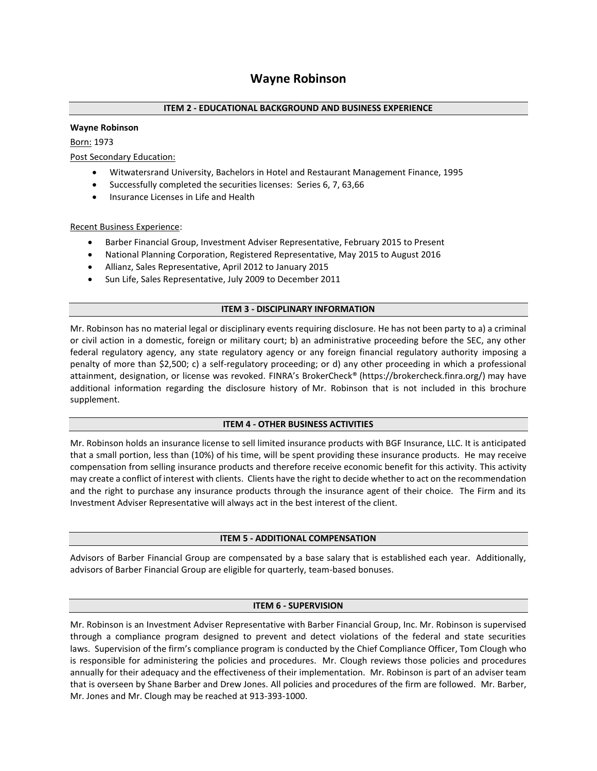# Wayne Robinson

## ITEM 2 - EDUCATIONAL BACKGROUND AND BUSINESS EXPERIENCE

**Wayne Robinson**

Born: 1973

Post Secondary Education:

- Witwatersrand University, Bachelors in Hotel and Restaurant Management Finance, 1995
- Successfully completed the securities licenses: Series 6, 7, 63,66
- Insurance Licenses in Life and Health

Recent Business Experience:

- Barber Financial Group, Investment Adviser Representative, February 2015 to Present
- National Planning Corporation, Registered Representative, May 2015 to August 2016
- Allianz, Sales Representative, April 2012 to January 2015
- Sun Life, Sales Representative, July 2009 to December 2011

## ITEM 3 - DISCIPLINARY INFORMATION

Mr. Robinson has no material legal or disciplinary events requiring disclosure. He has not been party to a) a criminal or civil action in a domestic, foreign or military court; b) an administrative proceeding before the SEC, any other federal regulatory agency, any state regulatory agency or any foreign financial regulatory authority imposing a penalty of more than $2,500; c) a self-regulatory proceeding; or d) any other proceeding in which a professional attainment, designation, or license was revoked. FINRA's BrokerCheck® (https://brokercheck.finra.org/) may have additional information regarding the disclosure history of Mr. Robinson that is not included in this brochure supplement.

## ITEM 4 - OTHER BUSINESS ACTIVITIES

Mr. Robinson holds an insurance license to sell limited insurance products with BGF Insurance, LLC. It is anticipated that a small portion, less than (10%) of his time, will be spent providing these insurance products. He may receive compensation from selling insurance products and therefore receive economic benefit for this activity. This activity may create a conflict of interest with clients. Clients have the right to decide whether to act on the recommendation and the right to purchase any insurance products through the insurance agent of their choice. The Firm and its Investment Adviser Representative will always act in the best interest of the client.

## ITEM 5 - ADDITIONAL COMPENSATION

Advisors of Barber Financial Group are compensated by a base salary that is established each year. Additionally, advisors of Barber Financial Group are eligible for quarterly, team-based bonuses.

## ITEM 6 - SUPERVISION

Mr. Robinson is an Investment Adviser Representative with Barber Financial Group, Inc. Mr. Robinson is supervised through a compliance program designed to prevent and detect violations of the federal and state securities laws. Supervision of the firm's compliance program is conducted by the Chief Compliance Officer, Tom Clough who is responsible for administering the policies and procedures. Mr. Clough reviews those policies and procedures annually for their adequacy and the effectiveness of their implementation. Mr. Robinson is part of an adviser team that is overseen by Shane Barber and Drew Jones. All policies and procedures of the firm are followed. Mr. Barber, Mr. Jones and Mr. Clough may be reached at 913-393-1000.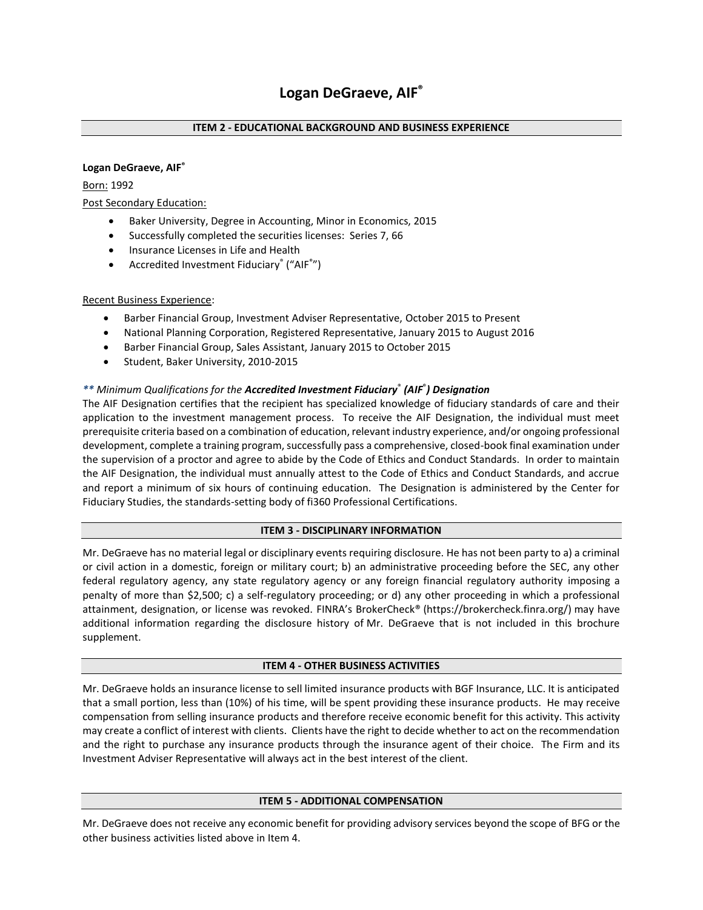# Logan DeGraeve, AIF®

## ITEM 2 - EDUCATIONAL BACKGROUND AND BUSINESS EXPERIENCE

**Logan DeGraeve, AIF®**

Born: 1992

Post Secondary Education:

- Baker University, Degree in Accounting, Minor in Economics, 2015
- Successfully completed the securities licenses: Series 7, 66
- Insurance Licenses in Life and Health
- Accredited Investment Fiduciary® ("AIF®")

Recent Business Experience:

- Barber Financial Group, Investment Adviser Representative, October 2015 to Present
- National Planning Corporation, Registered Representative, January 2015 to August 2016
- Barber Financial Group, Sales Assistant, January 2015 to October 2015
- Student, Baker University, 2010-2015

*** Minimum Qualifications for the **Accredited Investment Fiduciary® (AIF®) Designation***

The AIF Designation certifies that the recipient has specialized knowledge of fiduciary standards of care and their application to the investment management process. To receive the AIF Designation, the individual must meet prerequisite criteria based on a combination of education, relevant industry experience, and/or ongoing professional development, complete a training program, successfully pass a comprehensive, closed-book final examination under the supervision of a proctor and agree to abide by the Code of Ethics and Conduct Standards. In order to maintain the AIF Designation, the individual must annually attest to the Code of Ethics and Conduct Standards, and accrue and report a minimum of six hours of continuing education. The Designation is administered by the Center for Fiduciary Studies, the standards-setting body of fi360 Professional Certifications.

## ITEM 3 - DISCIPLINARY INFORMATION

Mr. DeGraeve has no material legal or disciplinary events requiring disclosure. He has not been party to a) a criminal or civil action in a domestic, foreign or military court; b) an administrative proceeding before the SEC, any other federal regulatory agency, any state regulatory agency or any foreign financial regulatory authority imposing a penalty of more than $2,500; c) a self-regulatory proceeding; or d) any other proceeding in which a professional attainment, designation, or license was revoked. FINRA's BrokerCheck® (https://brokercheck.finra.org/) may have additional information regarding the disclosure history of Mr. DeGraeve that is not included in this brochure supplement.

## ITEM 4 - OTHER BUSINESS ACTIVITIES

Mr. DeGraeve holds an insurance license to sell limited insurance products with BGF Insurance, LLC. It is anticipated that a small portion, less than (10%) of his time, will be spent providing these insurance products. He may receive compensation from selling insurance products and therefore receive economic benefit for this activity. This activity may create a conflict of interest with clients. Clients have the right to decide whether to act on the recommendation and the right to purchase any insurance products through the insurance agent of their choice. The Firm and its Investment Adviser Representative will always act in the best interest of the client.

## ITEM 5 - ADDITIONAL COMPENSATION

Mr. DeGraeve does not receive any economic benefit for providing advisory services beyond the scope of BFG or the other business activities listed above in Item 4.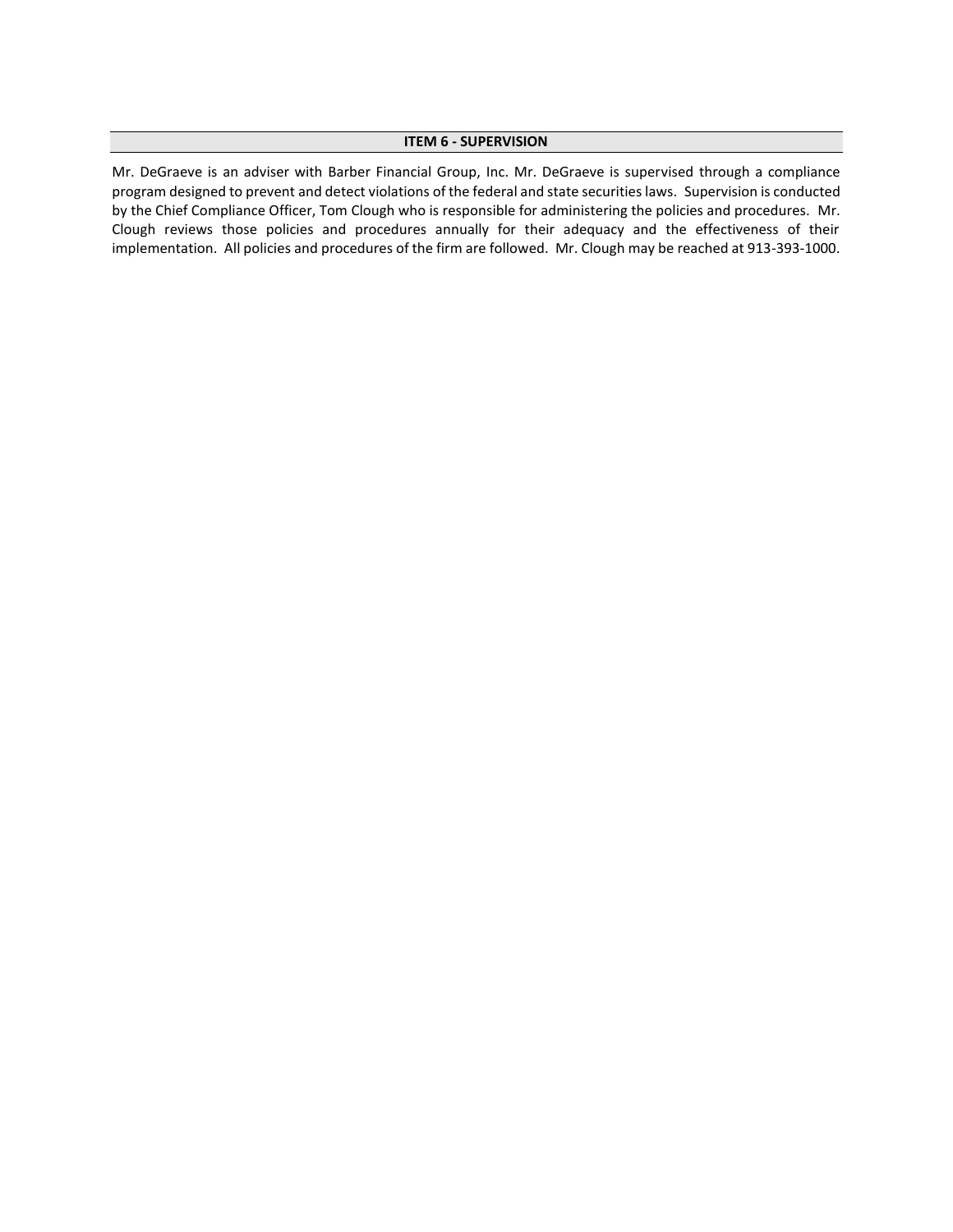## ITEM 6 - SUPERVISION

Mr. DeGraeve is an adviser with Barber Financial Group, Inc. Mr. DeGraeve is supervised through a compliance program designed to prevent and detect violations of the federal and state securities laws. Supervision is conducted by the Chief Compliance Officer, Tom Clough who is responsible for administering the policies and procedures. Mr. Clough reviews those policies and procedures annually for their adequacy and the effectiveness of their implementation. All policies and procedures of the firm are followed. Mr. Clough may be reached at 913-393-1000.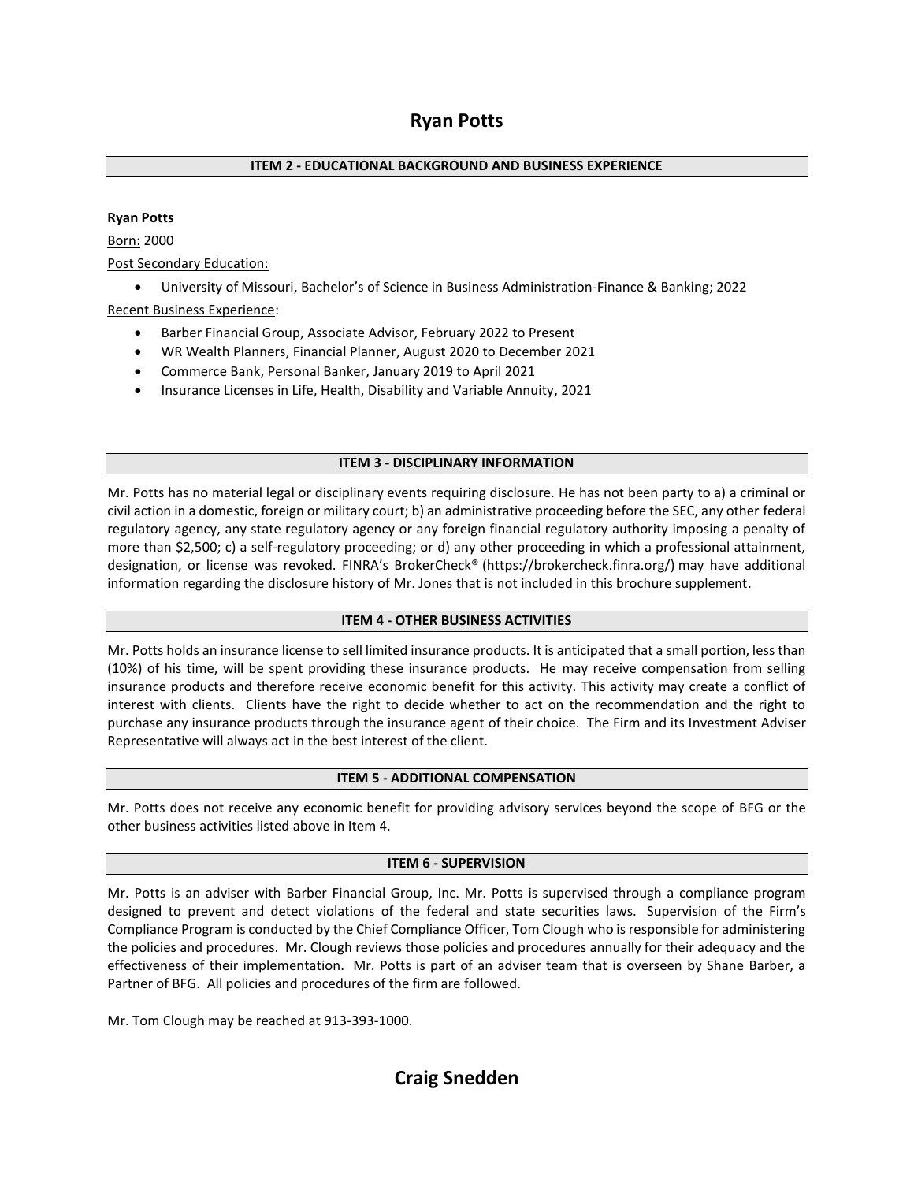# Ryan Potts

## ITEM 2 - EDUCATIONAL BACKGROUND AND BUSINESS EXPERIENCE

**Ryan Potts**

Born: 2000

Post Secondary Education:

- University of Missouri, Bachelor's of Science in Business Administration-Finance & Banking; 2022

Recent Business Experience:

- Barber Financial Group, Associate Advisor, February 2022 to Present
- WR Wealth Planners, Financial Planner, August 2020 to December 2021
- Commerce Bank, Personal Banker, January 2019 to April 2021
- Insurance Licenses in Life, Health, Disability and Variable Annuity, 2021

## ITEM 3 - DISCIPLINARY INFORMATION

Mr. Potts has no material legal or disciplinary events requiring disclosure. He has not been party to a) a criminal or civil action in a domestic, foreign or military court; b) an administrative proceeding before the SEC, any other federal regulatory agency, any state regulatory agency or any foreign financial regulatory authority imposing a penalty of more than $2,500; c) a self-regulatory proceeding; or d) any other proceeding in which a professional attainment, designation, or license was revoked. FINRA's BrokerCheck® (https://brokercheck.finra.org/) may have additional information regarding the disclosure history of Mr. Jones that is not included in this brochure supplement.

## ITEM 4 - OTHER BUSINESS ACTIVITIES

Mr. Potts holds an insurance license to sell limited insurance products. It is anticipated that a small portion, less than (10%) of his time, will be spent providing these insurance products. He may receive compensation from selling insurance products and therefore receive economic benefit for this activity. This activity may create a conflict of interest with clients. Clients have the right to decide whether to act on the recommendation and the right to purchase any insurance products through the insurance agent of their choice. The Firm and its Investment Adviser Representative will always act in the best interest of the client.

## ITEM 5 - ADDITIONAL COMPENSATION

Mr. Potts does not receive any economic benefit for providing advisory services beyond the scope of BFG or the other business activities listed above in Item 4.

## ITEM 6 - SUPERVISION

Mr. Potts is an adviser with Barber Financial Group, Inc. Mr. Potts is supervised through a compliance program designed to prevent and detect violations of the federal and state securities laws. Supervision of the Firm's Compliance Program is conducted by the Chief Compliance Officer, Tom Clough who is responsible for administering the policies and procedures. Mr. Clough reviews those policies and procedures annually for their adequacy and the effectiveness of their implementation. Mr. Potts is part of an adviser team that is overseen by Shane Barber, a Partner of BFG. All policies and procedures of the firm are followed.

Mr. Tom Clough may be reached at 913-393-1000.

# Craig Snedden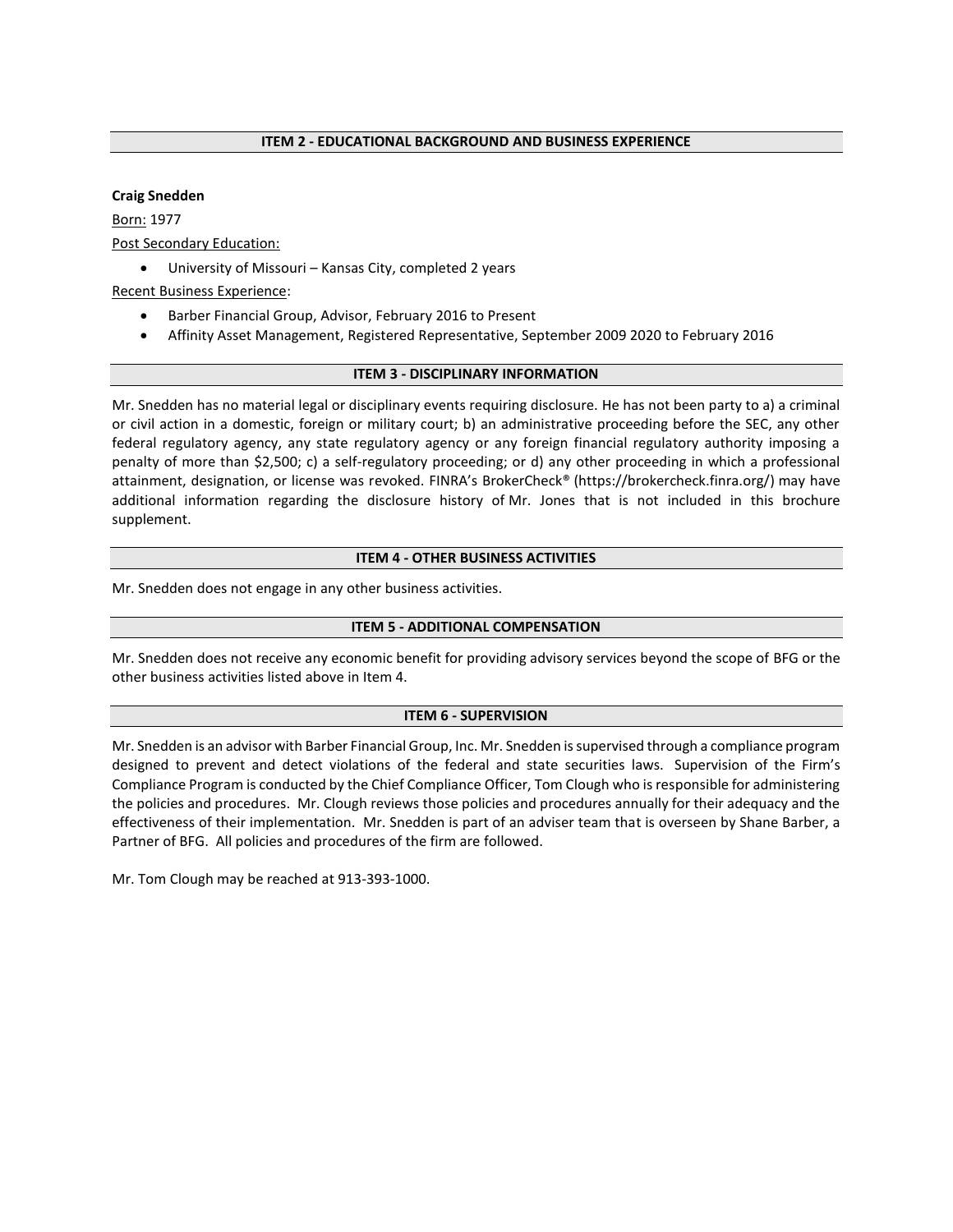## ITEM 2 - EDUCATIONAL BACKGROUND AND BUSINESS EXPERIENCE

**Craig Snedden**

Born: 1977

Post Secondary Education:

- University of Missouri – Kansas City, completed 2 years

Recent Business Experience:

- Barber Financial Group, Advisor, February 2016 to Present
- Affinity Asset Management, Registered Representative, September 2009 2020 to February 2016

## ITEM 3 - DISCIPLINARY INFORMATION

Mr. Snedden has no material legal or disciplinary events requiring disclosure. He has not been party to a) a criminal or civil action in a domestic, foreign or military court; b) an administrative proceeding before the SEC, any other federal regulatory agency, any state regulatory agency or any foreign financial regulatory authority imposing a penalty of more than $2,500; c) a self-regulatory proceeding; or d) any other proceeding in which a professional attainment, designation, or license was revoked. FINRA's BrokerCheck® (https://brokercheck.finra.org/) may have additional information regarding the disclosure history of Mr. Jones that is not included in this brochure supplement.

## ITEM 4 - OTHER BUSINESS ACTIVITIES

Mr. Snedden does not engage in any other business activities.

## ITEM 5 - ADDITIONAL COMPENSATION

Mr. Snedden does not receive any economic benefit for providing advisory services beyond the scope of BFG or the other business activities listed above in Item 4.

## ITEM 6 - SUPERVISION

Mr. Snedden is an advisor with Barber Financial Group, Inc. Mr. Snedden is supervised through a compliance program designed to prevent and detect violations of the federal and state securities laws. Supervision of the Firm's Compliance Program is conducted by the Chief Compliance Officer, Tom Clough who is responsible for administering the policies and procedures. Mr. Clough reviews those policies and procedures annually for their adequacy and the effectiveness of their implementation. Mr. Snedden is part of an adviser team that is overseen by Shane Barber, a Partner of BFG. All policies and procedures of the firm are followed.

Mr. Tom Clough may be reached at 913-393-1000.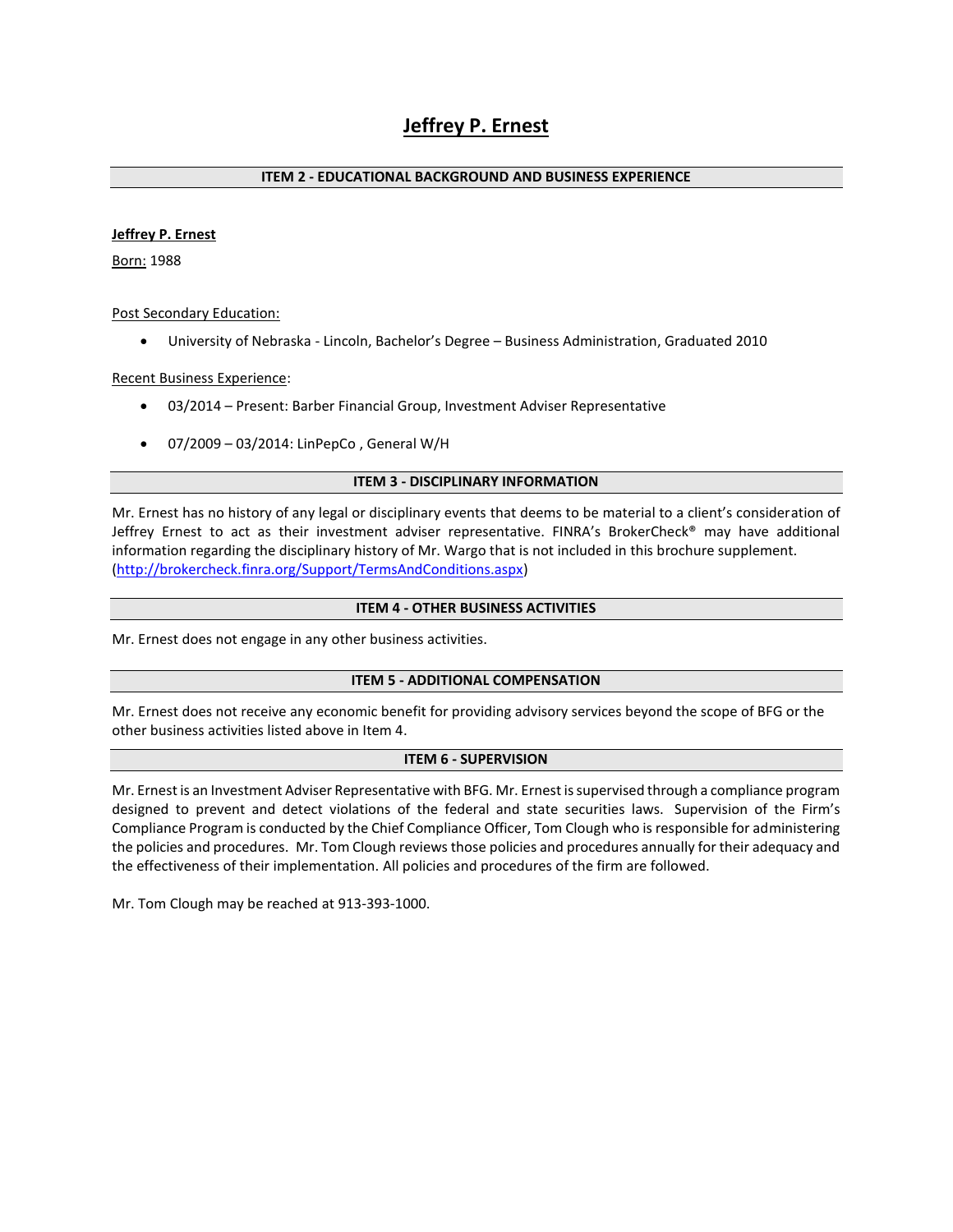# Jeffrey P. Ernest

## ITEM 2 - EDUCATIONAL BACKGROUND AND BUSINESS EXPERIENCE

**Jeffrey P. Ernest**

Born: 1988

Post Secondary Education:

- University of Nebraska - Lincoln, Bachelor's Degree – Business Administration, Graduated 2010

Recent Business Experience:

- 03/2014 – Present: Barber Financial Group, Investment Adviser Representative
- 07/2009 – 03/2014: LinPepCo , General W/H

## ITEM 3 - DISCIPLINARY INFORMATION

Mr. Ernest has no history of any legal or disciplinary events that deems to be material to a client's consideration of Jeffrey Ernest to act as their investment adviser representative. FINRA's BrokerCheck® may have additional information regarding the disciplinary history of Mr. Wargo that is not included in this brochure supplement. (http://brokercheck.finra.org/Support/TermsAndConditions.aspx)

## ITEM 4 - OTHER BUSINESS ACTIVITIES

Mr. Ernest does not engage in any other business activities.

## ITEM 5 - ADDITIONAL COMPENSATION

Mr. Ernest does not receive any economic benefit for providing advisory services beyond the scope of BFG or the other business activities listed above in Item 4.

## ITEM 6 - SUPERVISION

Mr. Ernest is an Investment Adviser Representative with BFG. Mr. Ernest is supervised through a compliance program designed to prevent and detect violations of the federal and state securities laws. Supervision of the Firm's Compliance Program is conducted by the Chief Compliance Officer, Tom Clough who is responsible for administering the policies and procedures. Mr. Tom Clough reviews those policies and procedures annually for their adequacy and the effectiveness of their implementation. All policies and procedures of the firm are followed.

Mr. Tom Clough may be reached at 913-393-1000.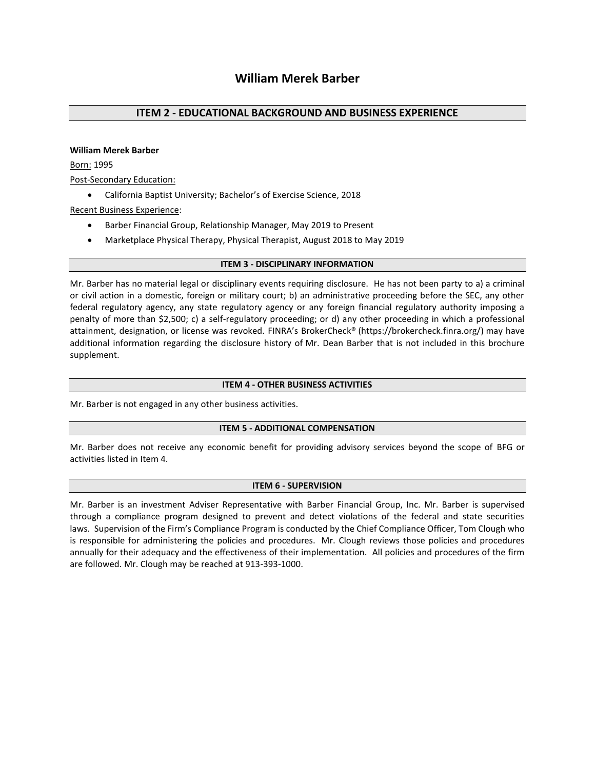# William Merek Barber

## ITEM 2 - EDUCATIONAL BACKGROUND AND BUSINESS EXPERIENCE

**William Merek Barber**

Born: 1995

Post-Secondary Education:

- California Baptist University; Bachelor's of Exercise Science, 2018

Recent Business Experience:

- Barber Financial Group, Relationship Manager, May 2019 to Present
- Marketplace Physical Therapy, Physical Therapist, August 2018 to May 2019

### ITEM 3 - DISCIPLINARY INFORMATION

Mr. Barber has no material legal or disciplinary events requiring disclosure. He has not been party to a) a criminal or civil action in a domestic, foreign or military court; b) an administrative proceeding before the SEC, any other federal regulatory agency, any state regulatory agency or any foreign financial regulatory authority imposing a penalty of more than $2,500; c) a self-regulatory proceeding; or d) any other proceeding in which a professional attainment, designation, or license was revoked. FINRA's BrokerCheck® (https://brokercheck.finra.org/) may have additional information regarding the disclosure history of Mr. Dean Barber that is not included in this brochure supplement.

### ITEM 4 - OTHER BUSINESS ACTIVITIES

Mr. Barber is not engaged in any other business activities.

### ITEM 5 - ADDITIONAL COMPENSATION

Mr. Barber does not receive any economic benefit for providing advisory services beyond the scope of BFG or activities listed in Item 4.

### ITEM 6 - SUPERVISION

Mr. Barber is an investment Adviser Representative with Barber Financial Group, Inc. Mr. Barber is supervised through a compliance program designed to prevent and detect violations of the federal and state securities laws. Supervision of the Firm's Compliance Program is conducted by the Chief Compliance Officer, Tom Clough who is responsible for administering the policies and procedures. Mr. Clough reviews those policies and procedures annually for their adequacy and the effectiveness of their implementation. All policies and procedures of the firm are followed. Mr. Clough may be reached at 913-393-1000.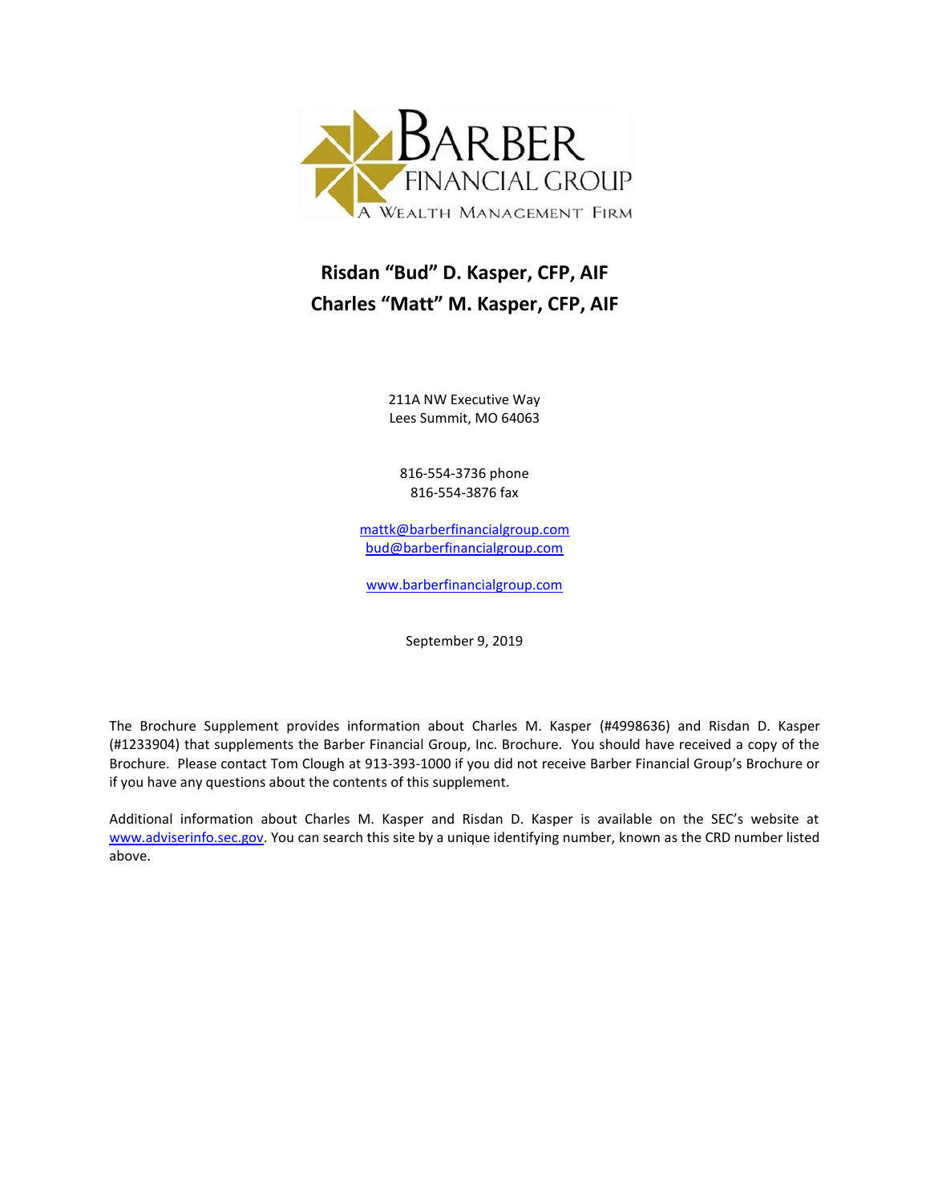BARBER FINANCIAL GROUP

A WEALTH MANAGEMENT FIRM

# Risdan "Bud" D. Kasper, CFP, AIF
# Charles "Matt" M. Kasper, CFP, AIF

211A NW Executive Way
Lees Summit, MO 64063

816-554-3736 phone
816-554-3876 fax

mattk@barberfinancialgroup.com
bud@barberfinancialgroup.com

www.barberfinancialgroup.com

September 9, 2019

The Brochure Supplement provides information about Charles M. Kasper (#4998636) and Risdan D. Kasper (#1233904) that supplements the Barber Financial Group, Inc. Brochure. You should have received a copy of the Brochure. Please contact Tom Clough at 913-393-1000 if you did not receive Barber Financial Group's Brochure or if you have any questions about the contents of this supplement.

Additional information about Charles M. Kasper and Risdan D. Kasper is available on the SEC's website at www.adviserinfo.sec.gov. You can search this site by a unique identifying number, known as the CRD number listed above.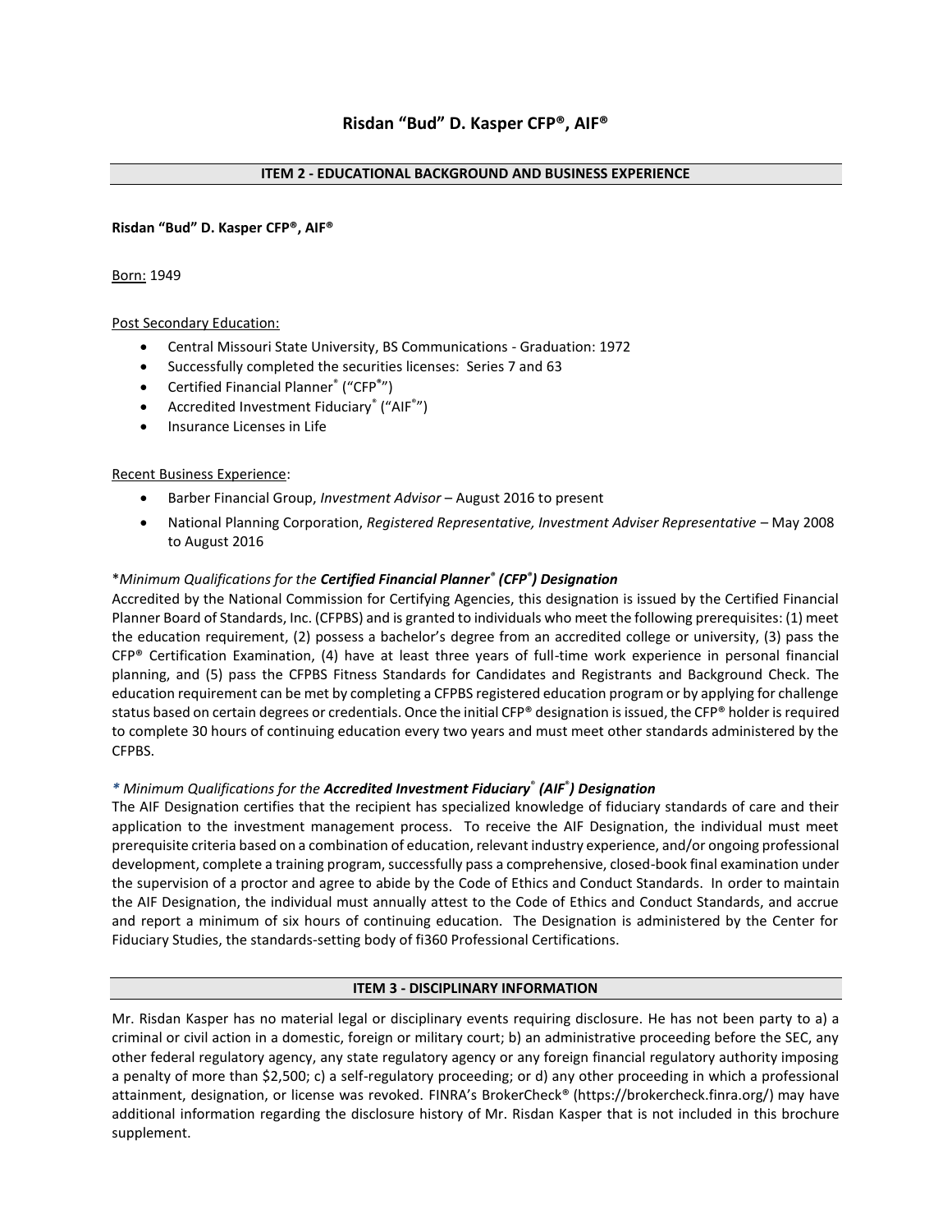# Risdan "Bud" D. Kasper CFP®, AIF®

## ITEM 2 - EDUCATIONAL BACKGROUND AND BUSINESS EXPERIENCE

**Risdan "Bud" D. Kasper CFP®, AIF®**

Born: 1949

Post Secondary Education:

- Central Missouri State University, BS Communications - Graduation: 1972
- Successfully completed the securities licenses: Series 7 and 63
- Certified Financial Planner® ("CFP®*")
- Accredited Investment Fiduciary® ("AIF®*")
- Insurance Licenses in Life

Recent Business Experience:

- Barber Financial Group, *Investment Advisor* – August 2016 to present
- National Planning Corporation, *Registered Representative, Investment Adviser Representative* – May 2008 to August 2016

**Minimum Qualifications for the* ***Certified Financial Planner® (CFP®) Designation***

Accredited by the National Commission for Certifying Agencies, this designation is issued by the Certified Financial Planner Board of Standards, Inc. (CFPBS) and is granted to individuals who meet the following prerequisites: (1) meet the education requirement, (2) possess a bachelor's degree from an accredited college or university, (3) pass the CFP® Certification Examination, (4) have at least three years of full-time work experience in personal financial planning, and (5) pass the CFPBS Fitness Standards for Candidates and Registrants and Background Check. The education requirement can be met by completing a CFPBS registered education program or by applying for challenge status based on certain degrees or credentials. Once the initial CFP® designation is issued, the CFP® holder is required to complete 30 hours of continuing education every two years and must meet other standards administered by the CFPBS.

** Minimum Qualifications for the* ***Accredited Investment Fiduciary® (AIF®) Designation***

The AIF Designation certifies that the recipient has specialized knowledge of fiduciary standards of care and their application to the investment management process. To receive the AIF Designation, the individual must meet prerequisite criteria based on a combination of education, relevant industry experience, and/or ongoing professional development, complete a training program, successfully pass a comprehensive, closed-book final examination under the supervision of a proctor and agree to abide by the Code of Ethics and Conduct Standards. In order to maintain the AIF Designation, the individual must annually attest to the Code of Ethics and Conduct Standards, and accrue and report a minimum of six hours of continuing education. The Designation is administered by the Center for Fiduciary Studies, the standards-setting body of fi360 Professional Certifications.

## ITEM 3 - DISCIPLINARY INFORMATION

Mr. Risdan Kasper has no material legal or disciplinary events requiring disclosure. He has not been party to a) a criminal or civil action in a domestic, foreign or military court; b) an administrative proceeding before the SEC, any other federal regulatory agency, any state regulatory agency or any foreign financial regulatory authority imposing a penalty of more than $2,500; c) a self-regulatory proceeding; or d) any other proceeding in which a professional attainment, designation, or license was revoked. FINRA's BrokerCheck® (https://brokercheck.finra.org/) may have additional information regarding the disclosure history of Mr. Risdan Kasper that is not included in this brochure supplement.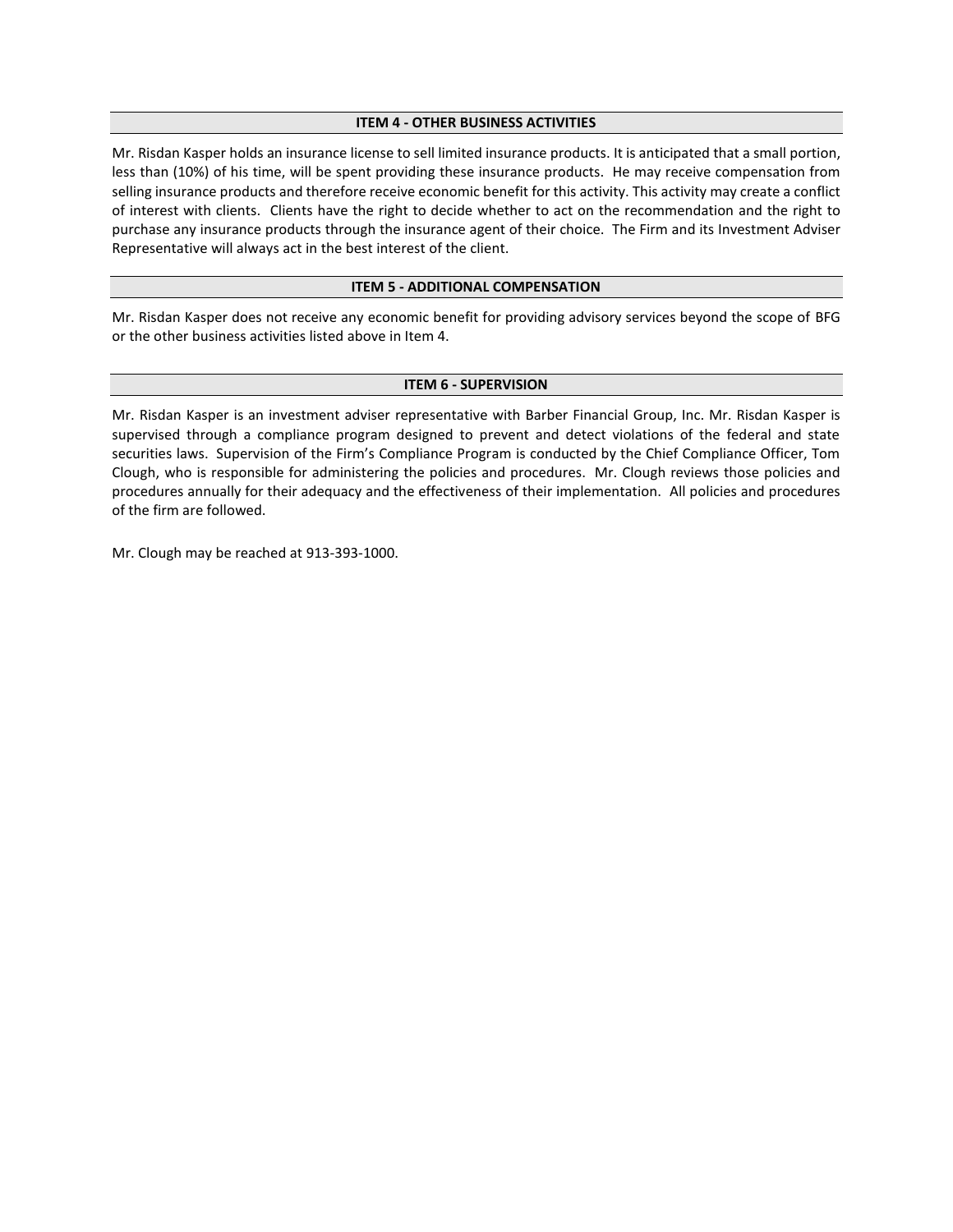## ITEM 4 - OTHER BUSINESS ACTIVITIES

Mr. Risdan Kasper holds an insurance license to sell limited insurance products. It is anticipated that a small portion, less than (10%) of his time, will be spent providing these insurance products. He may receive compensation from selling insurance products and therefore receive economic benefit for this activity. This activity may create a conflict of interest with clients. Clients have the right to decide whether to act on the recommendation and the right to purchase any insurance products through the insurance agent of their choice. The Firm and its Investment Adviser Representative will always act in the best interest of the client.

## ITEM 5 - ADDITIONAL COMPENSATION

Mr. Risdan Kasper does not receive any economic benefit for providing advisory services beyond the scope of BFG or the other business activities listed above in Item 4.

## ITEM 6 - SUPERVISION

Mr. Risdan Kasper is an investment adviser representative with Barber Financial Group, Inc. Mr. Risdan Kasper is supervised through a compliance program designed to prevent and detect violations of the federal and state securities laws. Supervision of the Firm's Compliance Program is conducted by the Chief Compliance Officer, Tom Clough, who is responsible for administering the policies and procedures. Mr. Clough reviews those policies and procedures annually for their adequacy and the effectiveness of their implementation. All policies and procedures of the firm are followed.

Mr. Clough may be reached at 913-393-1000.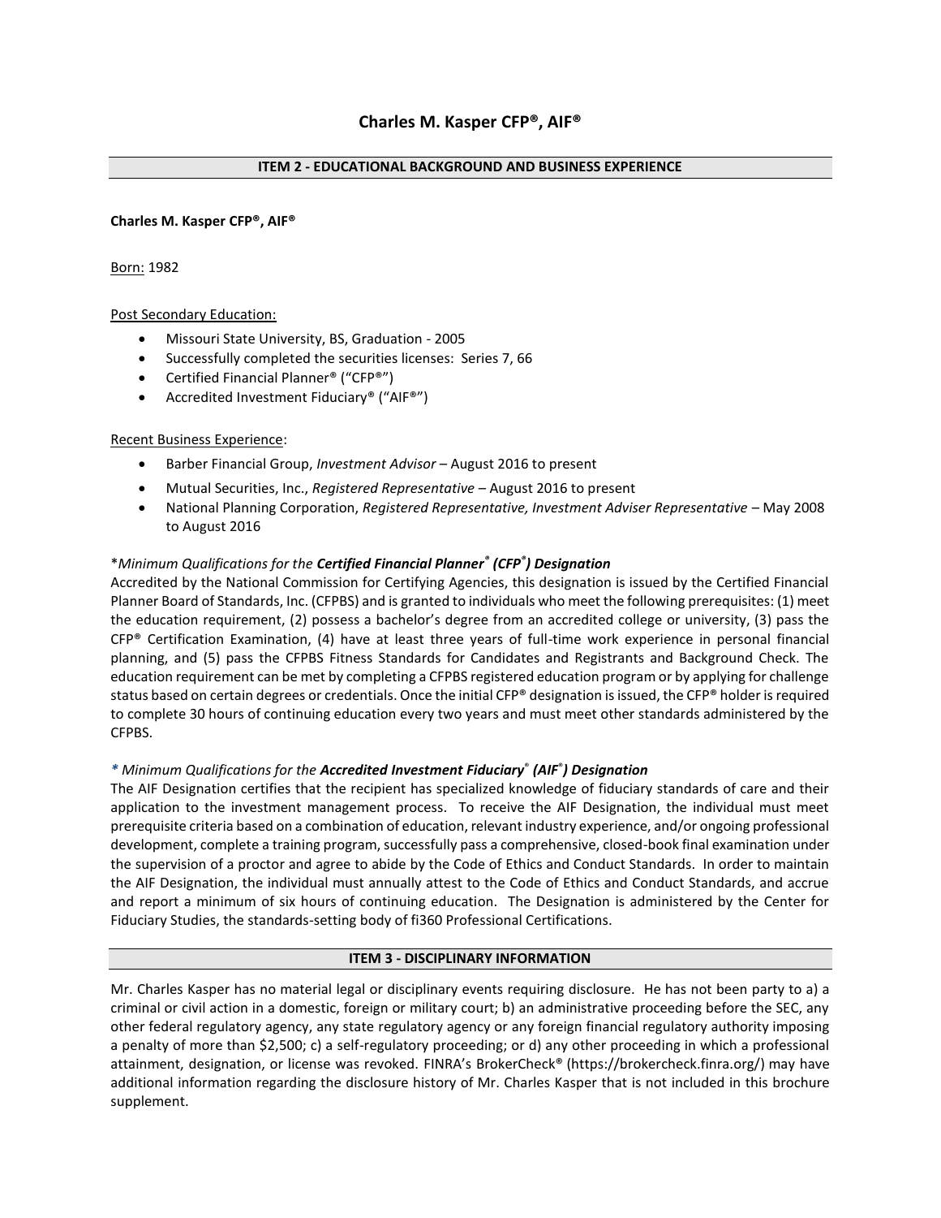# Charles M. Kasper CFP®, AIF®

## ITEM 2 - EDUCATIONAL BACKGROUND AND BUSINESS EXPERIENCE

**Charles M. Kasper CFP®, AIF®**

Born: 1982

Post Secondary Education:

- Missouri State University, BS, Graduation - 2005
- Successfully completed the securities licenses: Series 7, 66
- Certified Financial Planner® ("CFP®")
- Accredited Investment Fiduciary® ("AIF®")

Recent Business Experience:

- Barber Financial Group, *Investment Advisor* – August 2016 to present
- Mutual Securities, Inc., *Registered Representative* – August 2016 to present
- National Planning Corporation, *Registered Representative, Investment Adviser Representative* – May 2008 to August 2016

*\*Minimum Qualifications for the **Certified Financial Planner® (CFP®) Designation***

Accredited by the National Commission for Certifying Agencies, this designation is issued by the Certified Financial Planner Board of Standards, Inc. (CFPBS) and is granted to individuals who meet the following prerequisites: (1) meet the education requirement, (2) possess a bachelor's degree from an accredited college or university, (3) pass the CFP® Certification Examination, (4) have at least three years of full-time work experience in personal financial planning, and (5) pass the CFPBS Fitness Standards for Candidates and Registrants and Background Check. The education requirement can be met by completing a CFPBS registered education program or by applying for challenge status based on certain degrees or credentials. Once the initial CFP® designation is issued, the CFP® holder is required to complete 30 hours of continuing education every two years and must meet other standards administered by the CFPBS.

*\* Minimum Qualifications for the **Accredited Investment Fiduciary® (AIF®) Designation***

The AIF Designation certifies that the recipient has specialized knowledge of fiduciary standards of care and their application to the investment management process. To receive the AIF Designation, the individual must meet prerequisite criteria based on a combination of education, relevant industry experience, and/or ongoing professional development, complete a training program, successfully pass a comprehensive, closed-book final examination under the supervision of a proctor and agree to abide by the Code of Ethics and Conduct Standards. In order to maintain the AIF Designation, the individual must annually attest to the Code of Ethics and Conduct Standards, and accrue and report a minimum of six hours of continuing education. The Designation is administered by the Center for Fiduciary Studies, the standards-setting body of fi360 Professional Certifications.

## ITEM 3 - DISCIPLINARY INFORMATION

Mr. Charles Kasper has no material legal or disciplinary events requiring disclosure. He has not been party to a) a criminal or civil action in a domestic, foreign or military court; b) an administrative proceeding before the SEC, any other federal regulatory agency, any state regulatory agency or any foreign financial regulatory authority imposing a penalty of more than $2,500; c) a self-regulatory proceeding; or d) any other proceeding in which a professional attainment, designation, or license was revoked. FINRA's BrokerCheck® (https://brokercheck.finra.org/) may have additional information regarding the disclosure history of Mr. Charles Kasper that is not included in this brochure supplement.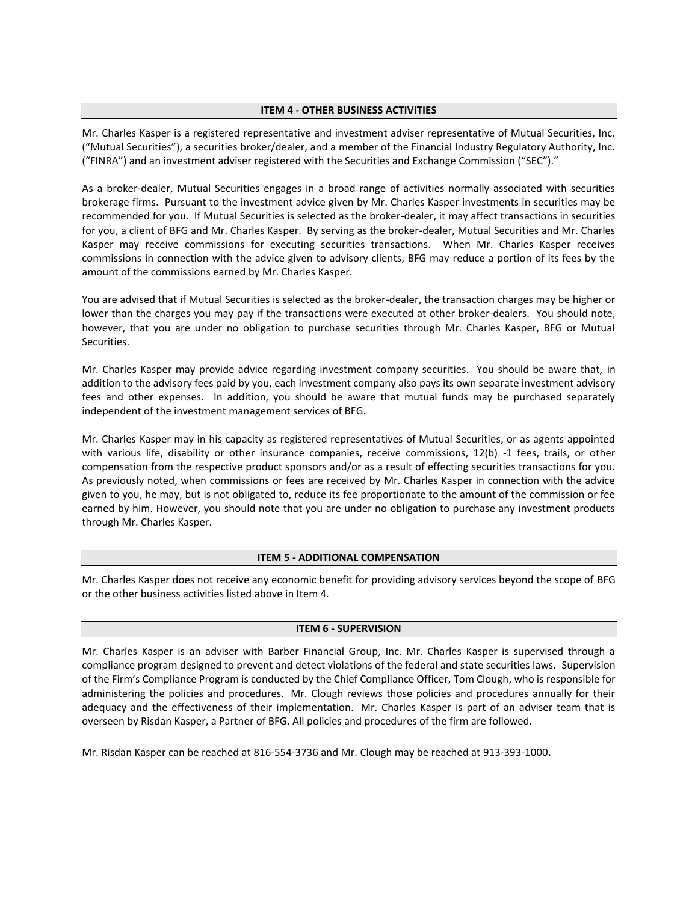## ITEM 4 - OTHER BUSINESS ACTIVITIES

Mr. Charles Kasper is a registered representative and investment adviser representative of Mutual Securities, Inc. ("Mutual Securities"), a securities broker/dealer, and a member of the Financial Industry Regulatory Authority, Inc. ("FINRA") and an investment adviser registered with the Securities and Exchange Commission ("SEC")."

As a broker-dealer, Mutual Securities engages in a broad range of activities normally associated with securities brokerage firms. Pursuant to the investment advice given by Mr. Charles Kasper investments in securities may be recommended for you. If Mutual Securities is selected as the broker-dealer, it may affect transactions in securities for you, a client of BFG and Mr. Charles Kasper. By serving as the broker-dealer, Mutual Securities and Mr. Charles Kasper may receive commissions for executing securities transactions. When Mr. Charles Kasper receives commissions in connection with the advice given to advisory clients, BFG may reduce a portion of its fees by the amount of the commissions earned by Mr. Charles Kasper.

You are advised that if Mutual Securities is selected as the broker-dealer, the transaction charges may be higher or lower than the charges you may pay if the transactions were executed at other broker-dealers. You should note, however, that you are under no obligation to purchase securities through Mr. Charles Kasper, BFG or Mutual Securities.

Mr. Charles Kasper may provide advice regarding investment company securities. You should be aware that, in addition to the advisory fees paid by you, each investment company also pays its own separate investment advisory fees and other expenses. In addition, you should be aware that mutual funds may be purchased separately independent of the investment management services of BFG.

Mr. Charles Kasper may in his capacity as registered representatives of Mutual Securities, or as agents appointed with various life, disability or other insurance companies, receive commissions, 12(b) -1 fees, trails, or other compensation from the respective product sponsors and/or as a result of effecting securities transactions for you. As previously noted, when commissions or fees are received by Mr. Charles Kasper in connection with the advice given to you, he may, but is not obligated to, reduce its fee proportionate to the amount of the commission or fee earned by him. However, you should note that you are under no obligation to purchase any investment products through Mr. Charles Kasper.

## ITEM 5 - ADDITIONAL COMPENSATION

Mr. Charles Kasper does not receive any economic benefit for providing advisory services beyond the scope of BFG or the other business activities listed above in Item 4.

## ITEM 6 - SUPERVISION

Mr. Charles Kasper is an adviser with Barber Financial Group, Inc. Mr. Charles Kasper is supervised through a compliance program designed to prevent and detect violations of the federal and state securities laws. Supervision of the Firm's Compliance Program is conducted by the Chief Compliance Officer, Tom Clough, who is responsible for administering the policies and procedures. Mr. Clough reviews those policies and procedures annually for their adequacy and the effectiveness of their implementation. Mr. Charles Kasper is part of an adviser team that is overseen by Risdan Kasper, a Partner of BFG. All policies and procedures of the firm are followed.

Mr. Risdan Kasper can be reached at 816-554-3736 and Mr. Clough may be reached at 913-393-1000**.**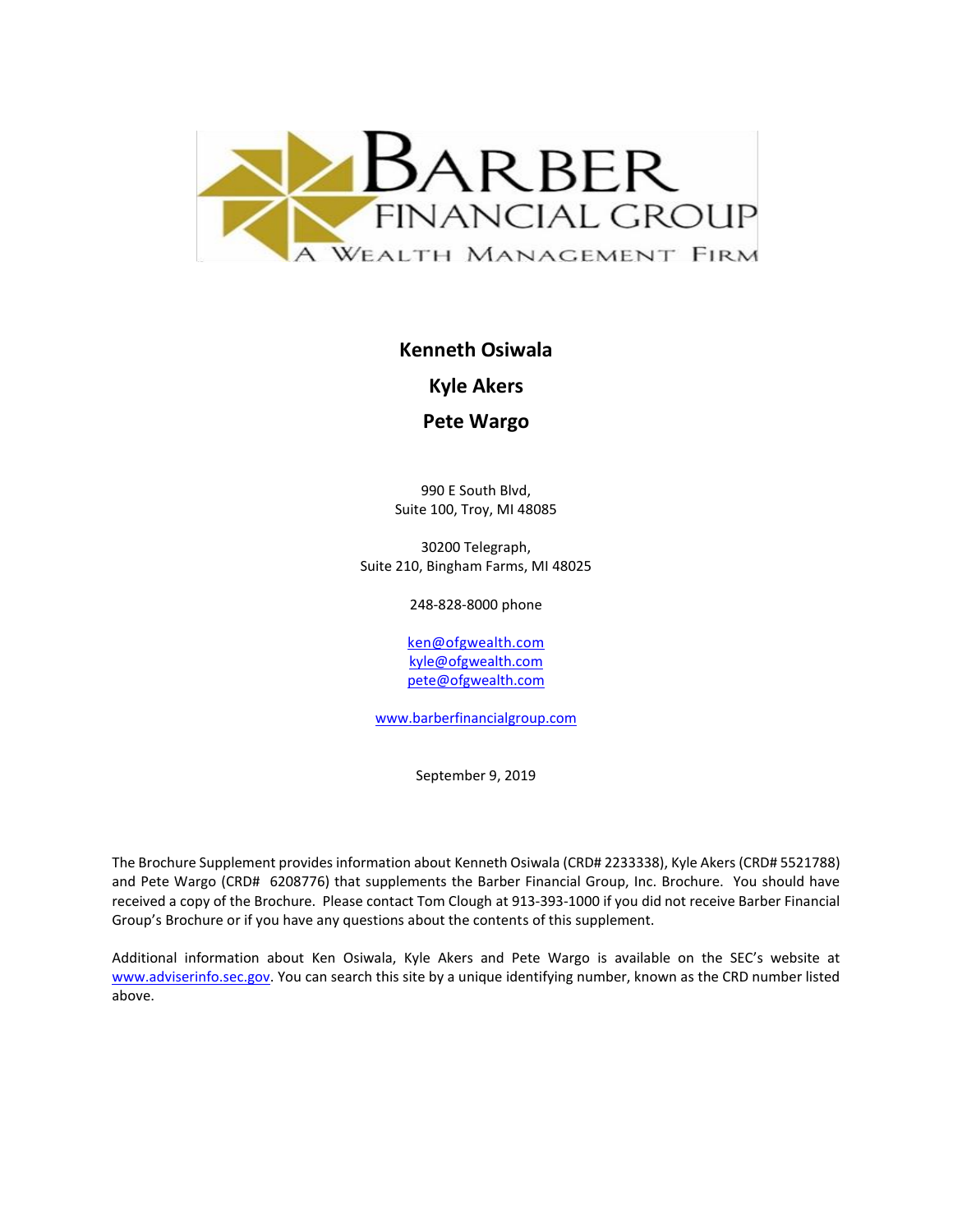BARBER FINANCIAL GROUP

A WEALTH MANAGEMENT FIRM

**Kenneth Osiwala**

**Kyle Akers**

**Pete Wargo**

990 E South Blvd,
Suite 100, Troy, MI 48085

30200 Telegraph,
Suite 210, Bingham Farms, MI 48025

248-828-8000 phone

ken@ofgwealth.com
kyle@ofgwealth.com
pete@ofgwealth.com

www.barberfinancialgroup.com

September 9, 2019

The Brochure Supplement provides information about Kenneth Osiwala (CRD# 2233338), Kyle Akers (CRD# 5521788) and Pete Wargo (CRD# 6208776) that supplements the Barber Financial Group, Inc. Brochure. You should have received a copy of the Brochure. Please contact Tom Clough at 913-393-1000 if you did not receive Barber Financial Group's Brochure or if you have any questions about the contents of this supplement.

Additional information about Ken Osiwala, Kyle Akers and Pete Wargo is available on the SEC's website at www.adviserinfo.sec.gov. You can search this site by a unique identifying number, known as the CRD number listed above.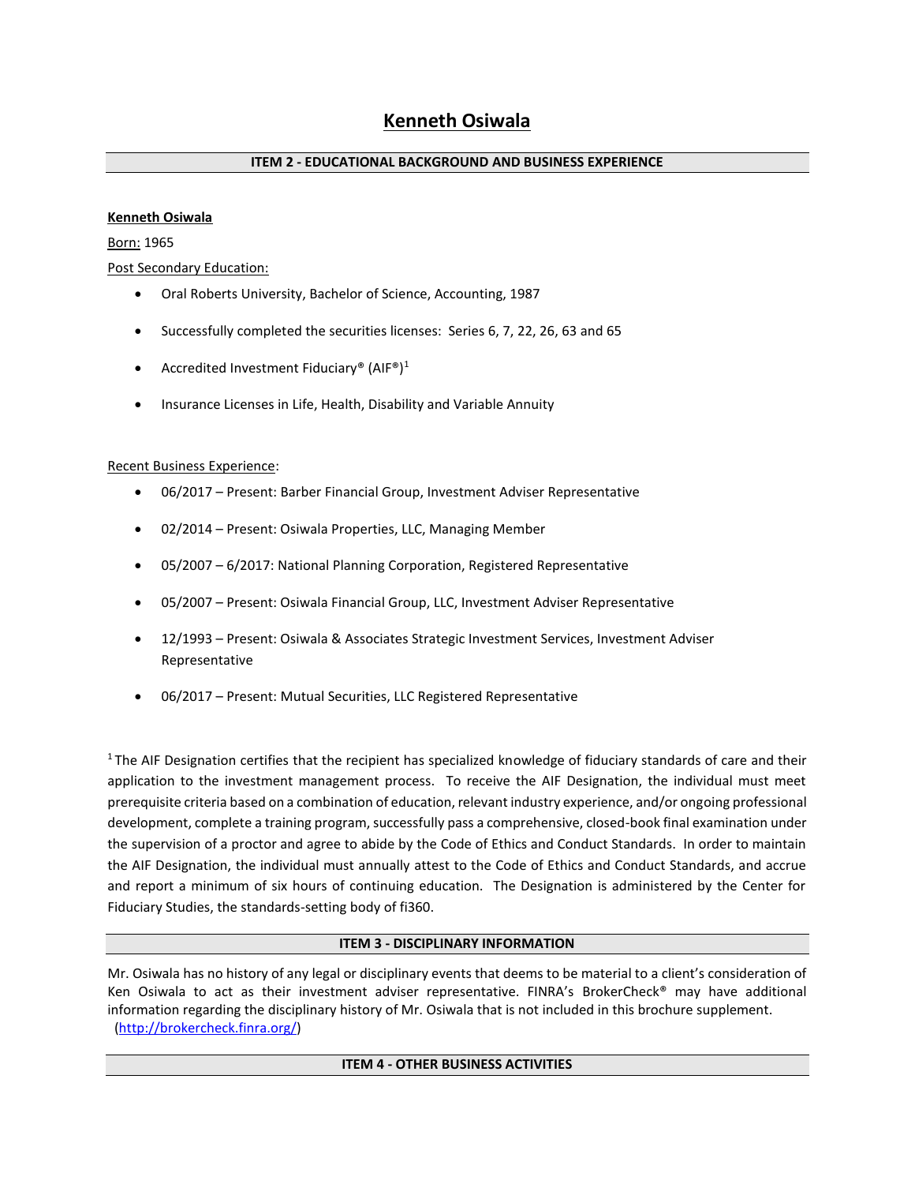# Kenneth Osiwala

## ITEM 2 - EDUCATIONAL BACKGROUND AND BUSINESS EXPERIENCE

**Kenneth Osiwala**

Born: 1965

Post Secondary Education:

- Oral Roberts University, Bachelor of Science, Accounting, 1987
- Successfully completed the securities licenses: Series 6, 7, 22, 26, 63 and 65
- Accredited Investment Fiduciary® (AIF®)[1]
- Insurance Licenses in Life, Health, Disability and Variable Annuity

Recent Business Experience:

- 06/2017 – Present: Barber Financial Group, Investment Adviser Representative
- 02/2014 – Present: Osiwala Properties, LLC, Managing Member
- 05/2007 – 6/2017: National Planning Corporation, Registered Representative
- 05/2007 – Present: Osiwala Financial Group, LLC, Investment Adviser Representative
- 12/1993 – Present: Osiwala & Associates Strategic Investment Services, Investment Adviser Representative
- 06/2017 – Present: Mutual Securities, LLC Registered Representative

[1] The AIF Designation certifies that the recipient has specialized knowledge of fiduciary standards of care and their application to the investment management process. To receive the AIF Designation, the individual must meet prerequisite criteria based on a combination of education, relevant industry experience, and/or ongoing professional development, complete a training program, successfully pass a comprehensive, closed-book final examination under the supervision of a proctor and agree to abide by the Code of Ethics and Conduct Standards. In order to maintain the AIF Designation, the individual must annually attest to the Code of Ethics and Conduct Standards, and accrue and report a minimum of six hours of continuing education. The Designation is administered by the Center for Fiduciary Studies, the standards-setting body of fi360.

## ITEM 3 - DISCIPLINARY INFORMATION

Mr. Osiwala has no history of any legal or disciplinary events that deems to be material to a client's consideration of Ken Osiwala to act as their investment adviser representative. FINRA's BrokerCheck® may have additional information regarding the disciplinary history of Mr. Osiwala that is not included in this brochure supplement. (http://brokercheck.finra.org/)

## ITEM 4 - OTHER BUSINESS ACTIVITIES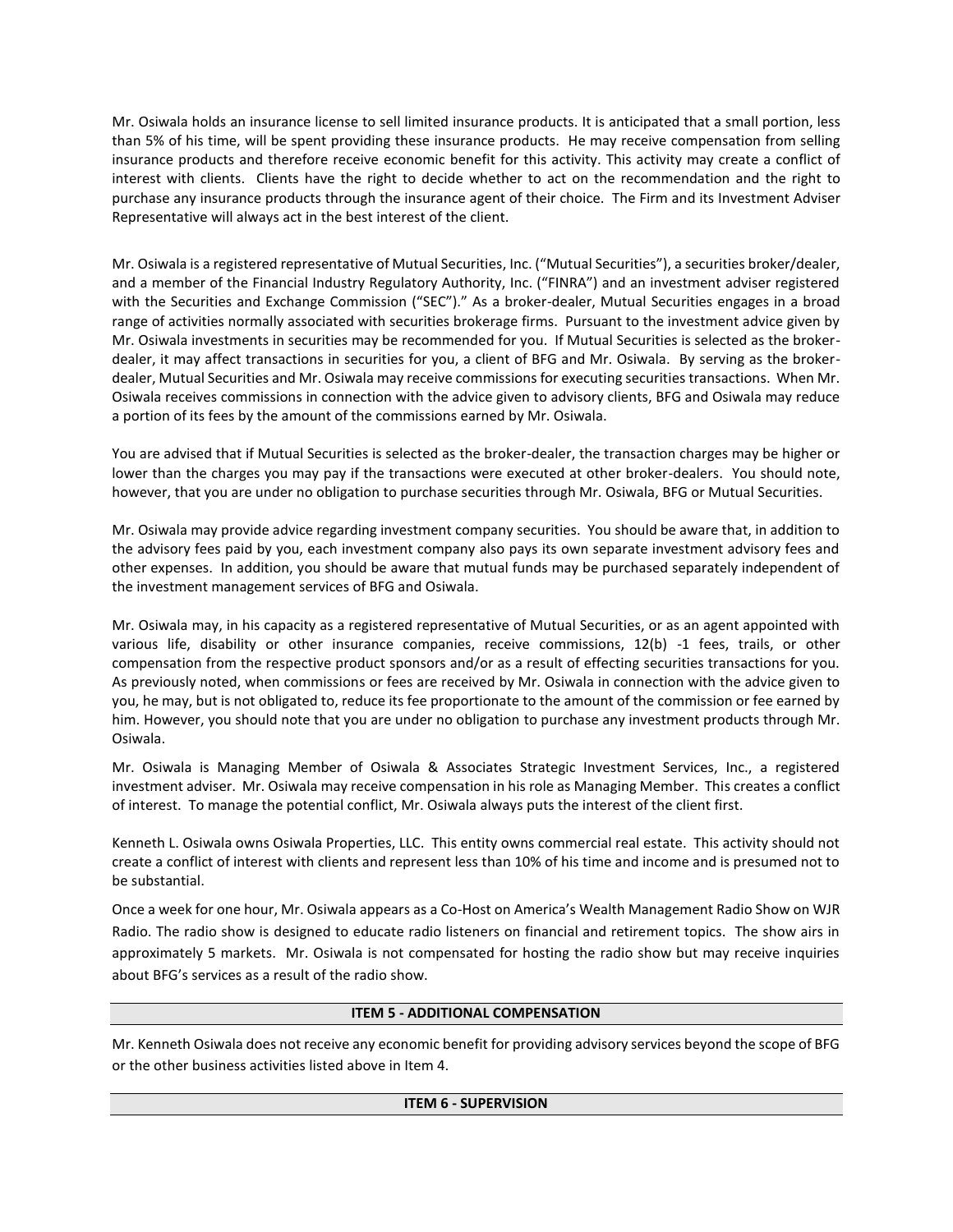Mr. Osiwala holds an insurance license to sell limited insurance products. It is anticipated that a small portion, less than 5% of his time, will be spent providing these insurance products. He may receive compensation from selling insurance products and therefore receive economic benefit for this activity. This activity may create a conflict of interest with clients. Clients have the right to decide whether to act on the recommendation and the right to purchase any insurance products through the insurance agent of their choice. The Firm and its Investment Adviser Representative will always act in the best interest of the client.

Mr. Osiwala is a registered representative of Mutual Securities, Inc. ("Mutual Securities"), a securities broker/dealer, and a member of the Financial Industry Regulatory Authority, Inc. ("FINRA") and an investment adviser registered with the Securities and Exchange Commission ("SEC")." As a broker-dealer, Mutual Securities engages in a broad range of activities normally associated with securities brokerage firms. Pursuant to the investment advice given by Mr. Osiwala investments in securities may be recommended for you. If Mutual Securities is selected as the broker-dealer, it may affect transactions in securities for you, a client of BFG and Mr. Osiwala. By serving as the broker-dealer, Mutual Securities and Mr. Osiwala may receive commissions for executing securities transactions. When Mr. Osiwala receives commissions in connection with the advice given to advisory clients, BFG and Osiwala may reduce a portion of its fees by the amount of the commissions earned by Mr. Osiwala.

You are advised that if Mutual Securities is selected as the broker-dealer, the transaction charges may be higher or lower than the charges you may pay if the transactions were executed at other broker-dealers. You should note, however, that you are under no obligation to purchase securities through Mr. Osiwala, BFG or Mutual Securities.

Mr. Osiwala may provide advice regarding investment company securities. You should be aware that, in addition to the advisory fees paid by you, each investment company also pays its own separate investment advisory fees and other expenses. In addition, you should be aware that mutual funds may be purchased separately independent of the investment management services of BFG and Osiwala.

Mr. Osiwala may, in his capacity as a registered representative of Mutual Securities, or as an agent appointed with various life, disability or other insurance companies, receive commissions, 12(b) -1 fees, trails, or other compensation from the respective product sponsors and/or as a result of effecting securities transactions for you. As previously noted, when commissions or fees are received by Mr. Osiwala in connection with the advice given to you, he may, but is not obligated to, reduce its fee proportionate to the amount of the commission or fee earned by him. However, you should note that you are under no obligation to purchase any investment products through Mr. Osiwala.

Mr. Osiwala is Managing Member of Osiwala & Associates Strategic Investment Services, Inc., a registered investment adviser. Mr. Osiwala may receive compensation in his role as Managing Member. This creates a conflict of interest. To manage the potential conflict, Mr. Osiwala always puts the interest of the client first.

Kenneth L. Osiwala owns Osiwala Properties, LLC. This entity owns commercial real estate. This activity should not create a conflict of interest with clients and represent less than 10% of his time and income and is presumed not to be substantial.

Once a week for one hour, Mr. Osiwala appears as a Co-Host on America's Wealth Management Radio Show on WJR Radio. The radio show is designed to educate radio listeners on financial and retirement topics. The show airs in approximately 5 markets. Mr. Osiwala is not compensated for hosting the radio show but may receive inquiries about BFG's services as a result of the radio show.

## ITEM 5 - ADDITIONAL COMPENSATION

Mr. Kenneth Osiwala does not receive any economic benefit for providing advisory services beyond the scope of BFG or the other business activities listed above in Item 4.

## ITEM 6 - SUPERVISION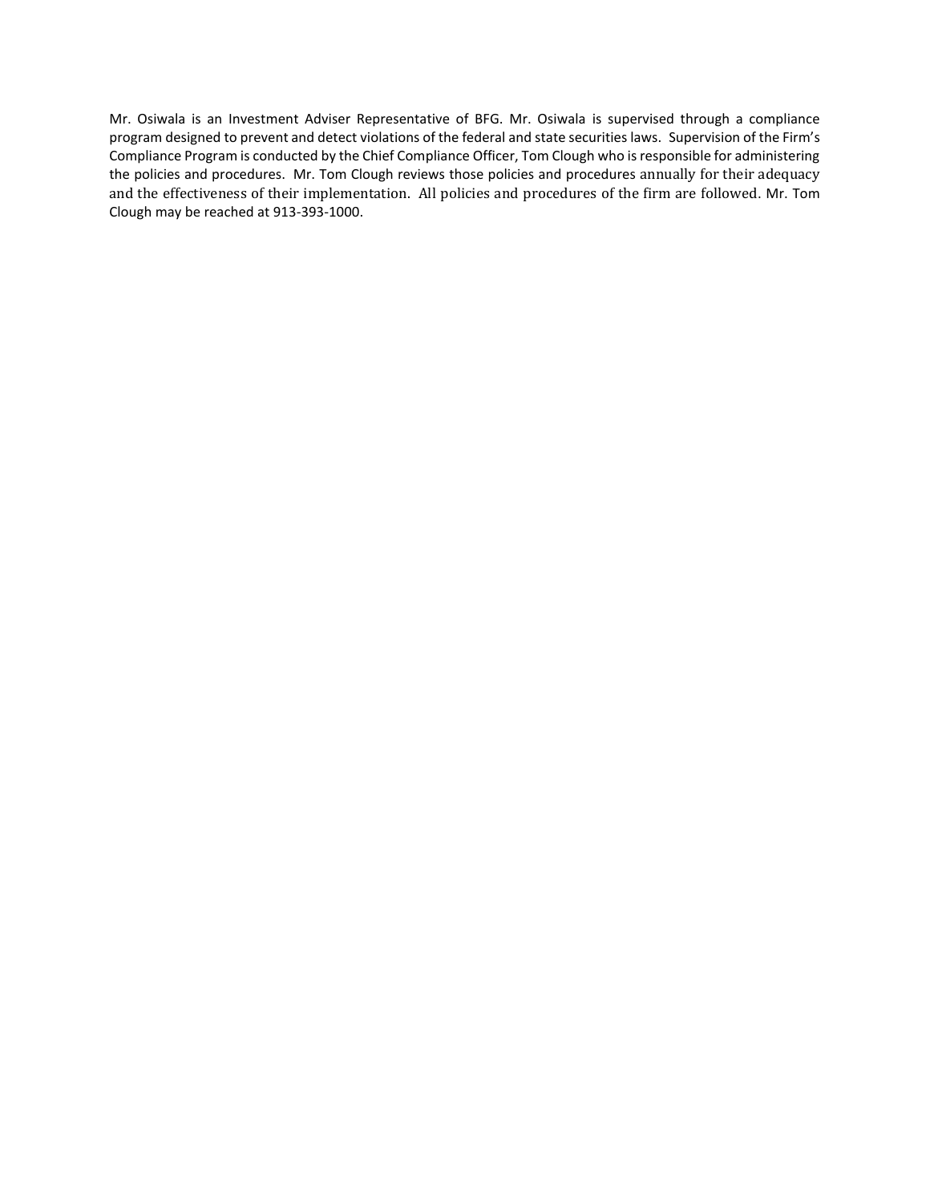Mr. Osiwala is an Investment Adviser Representative of BFG. Mr. Osiwala is supervised through a compliance program designed to prevent and detect violations of the federal and state securities laws. Supervision of the Firm's Compliance Program is conducted by the Chief Compliance Officer, Tom Clough who is responsible for administering the policies and procedures. Mr. Tom Clough reviews those policies and procedures annually for their adequacy and the effectiveness of their implementation. All policies and procedures of the firm are followed. Mr. Tom Clough may be reached at 913-393-1000.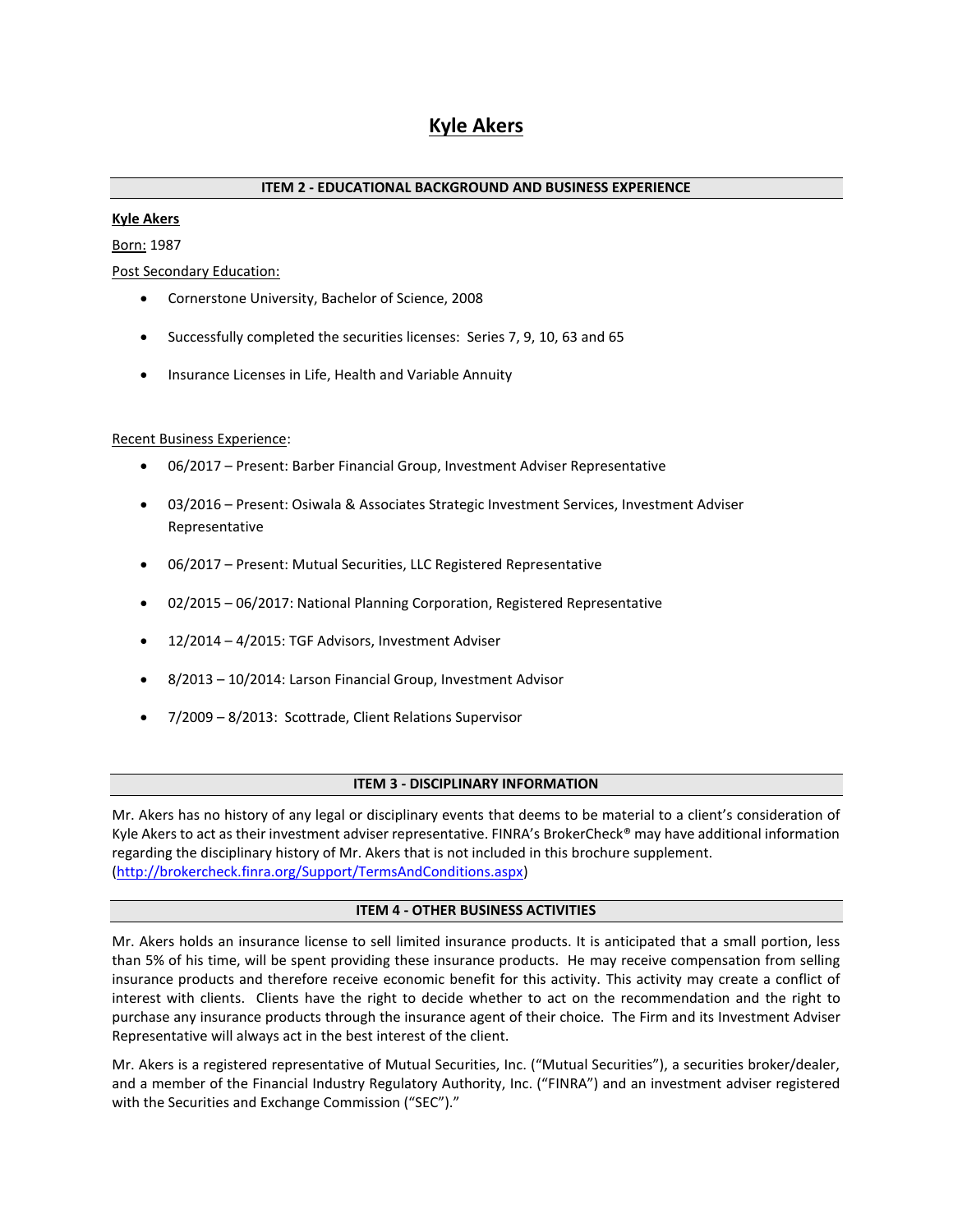# Kyle Akers

## ITEM 2 - EDUCATIONAL BACKGROUND AND BUSINESS EXPERIENCE

**Kyle Akers**

Born: 1987

Post Secondary Education:

- Cornerstone University, Bachelor of Science, 2008
- Successfully completed the securities licenses: Series 7, 9, 10, 63 and 65
- Insurance Licenses in Life, Health and Variable Annuity

Recent Business Experience:

- 06/2017 – Present: Barber Financial Group, Investment Adviser Representative
- 03/2016 – Present: Osiwala & Associates Strategic Investment Services, Investment Adviser Representative
- 06/2017 – Present: Mutual Securities, LLC Registered Representative
- 02/2015 – 06/2017: National Planning Corporation, Registered Representative
- 12/2014 – 4/2015: TGF Advisors, Investment Adviser
- 8/2013 – 10/2014: Larson Financial Group, Investment Advisor
- 7/2009 – 8/2013: Scottrade, Client Relations Supervisor

## ITEM 3 - DISCIPLINARY INFORMATION

Mr. Akers has no history of any legal or disciplinary events that deems to be material to a client's consideration of Kyle Akers to act as their investment adviser representative. FINRA's BrokerCheck® may have additional information regarding the disciplinary history of Mr. Akers that is not included in this brochure supplement. (http://brokercheck.finra.org/Support/TermsAndConditions.aspx)

## ITEM 4 - OTHER BUSINESS ACTIVITIES

Mr. Akers holds an insurance license to sell limited insurance products. It is anticipated that a small portion, less than 5% of his time, will be spent providing these insurance products. He may receive compensation from selling insurance products and therefore receive economic benefit for this activity. This activity may create a conflict of interest with clients. Clients have the right to decide whether to act on the recommendation and the right to purchase any insurance products through the insurance agent of their choice. The Firm and its Investment Adviser Representative will always act in the best interest of the client.

Mr. Akers is a registered representative of Mutual Securities, Inc. ("Mutual Securities"), a securities broker/dealer, and a member of the Financial Industry Regulatory Authority, Inc. ("FINRA") and an investment adviser registered with the Securities and Exchange Commission ("SEC")."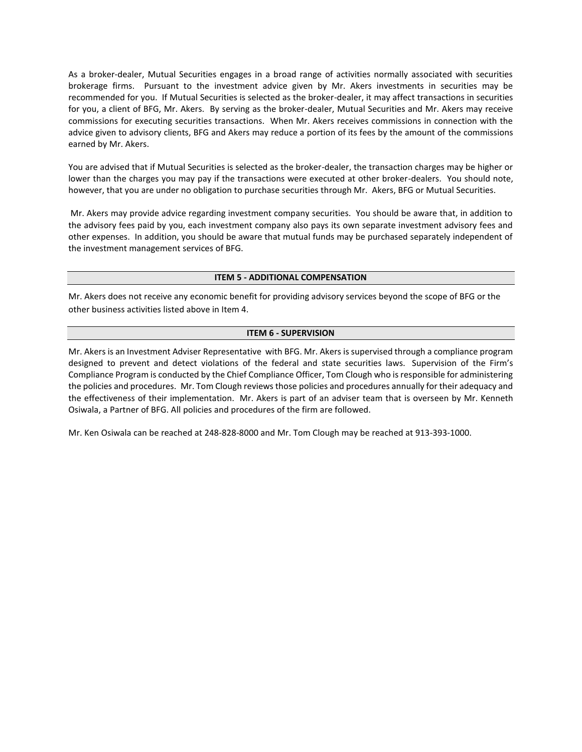As a broker-dealer, Mutual Securities engages in a broad range of activities normally associated with securities brokerage firms. Pursuant to the investment advice given by Mr. Akers investments in securities may be recommended for you. If Mutual Securities is selected as the broker-dealer, it may affect transactions in securities for you, a client of BFG, Mr. Akers. By serving as the broker-dealer, Mutual Securities and Mr. Akers may receive commissions for executing securities transactions. When Mr. Akers receives commissions in connection with the advice given to advisory clients, BFG and Akers may reduce a portion of its fees by the amount of the commissions earned by Mr. Akers.

You are advised that if Mutual Securities is selected as the broker-dealer, the transaction charges may be higher or lower than the charges you may pay if the transactions were executed at other broker-dealers. You should note, however, that you are under no obligation to purchase securities through Mr. Akers, BFG or Mutual Securities.

Mr. Akers may provide advice regarding investment company securities. You should be aware that, in addition to the advisory fees paid by you, each investment company also pays its own separate investment advisory fees and other expenses. In addition, you should be aware that mutual funds may be purchased separately independent of the investment management services of BFG.

## ITEM 5 - ADDITIONAL COMPENSATION

Mr. Akers does not receive any economic benefit for providing advisory services beyond the scope of BFG or the other business activities listed above in Item 4.

## ITEM 6 - SUPERVISION

Mr. Akers is an Investment Adviser Representative with BFG. Mr. Akers is supervised through a compliance program designed to prevent and detect violations of the federal and state securities laws. Supervision of the Firm's Compliance Program is conducted by the Chief Compliance Officer, Tom Clough who is responsible for administering the policies and procedures. Mr. Tom Clough reviews those policies and procedures annually for their adequacy and the effectiveness of their implementation. Mr. Akers is part of an adviser team that is overseen by Mr. Kenneth Osiwala, a Partner of BFG. All policies and procedures of the firm are followed.

Mr. Ken Osiwala can be reached at 248-828-8000 and Mr. Tom Clough may be reached at 913-393-1000.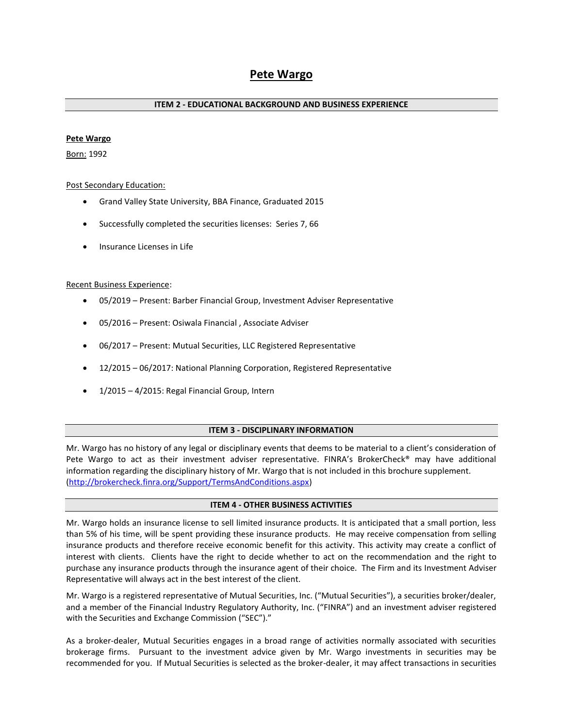# Pete Wargo

## ITEM 2 - EDUCATIONAL BACKGROUND AND BUSINESS EXPERIENCE

**Pete Wargo**

Born: 1992

Post Secondary Education:

- Grand Valley State University, BBA Finance, Graduated 2015
- Successfully completed the securities licenses: Series 7, 66
- Insurance Licenses in Life

Recent Business Experience:

- 05/2019 – Present: Barber Financial Group, Investment Adviser Representative
- 05/2016 – Present: Osiwala Financial , Associate Adviser
- 06/2017 – Present: Mutual Securities, LLC Registered Representative
- 12/2015 – 06/2017: National Planning Corporation, Registered Representative
- 1/2015 – 4/2015: Regal Financial Group, Intern

## ITEM 3 - DISCIPLINARY INFORMATION

Mr. Wargo has no history of any legal or disciplinary events that deems to be material to a client's consideration of Pete Wargo to act as their investment adviser representative. FINRA's BrokerCheck® may have additional information regarding the disciplinary history of Mr. Wargo that is not included in this brochure supplement. (http://brokercheck.finra.org/Support/TermsAndConditions.aspx)

## ITEM 4 - OTHER BUSINESS ACTIVITIES

Mr. Wargo holds an insurance license to sell limited insurance products. It is anticipated that a small portion, less than 5% of his time, will be spent providing these insurance products. He may receive compensation from selling insurance products and therefore receive economic benefit for this activity. This activity may create a conflict of interest with clients. Clients have the right to decide whether to act on the recommendation and the right to purchase any insurance products through the insurance agent of their choice. The Firm and its Investment Adviser Representative will always act in the best interest of the client.

Mr. Wargo is a registered representative of Mutual Securities, Inc. ("Mutual Securities"), a securities broker/dealer, and a member of the Financial Industry Regulatory Authority, Inc. ("FINRA") and an investment adviser registered with the Securities and Exchange Commission ("SEC")."

As a broker-dealer, Mutual Securities engages in a broad range of activities normally associated with securities brokerage firms. Pursuant to the investment advice given by Mr. Wargo investments in securities may be recommended for you. If Mutual Securities is selected as the broker-dealer, it may affect transactions in securities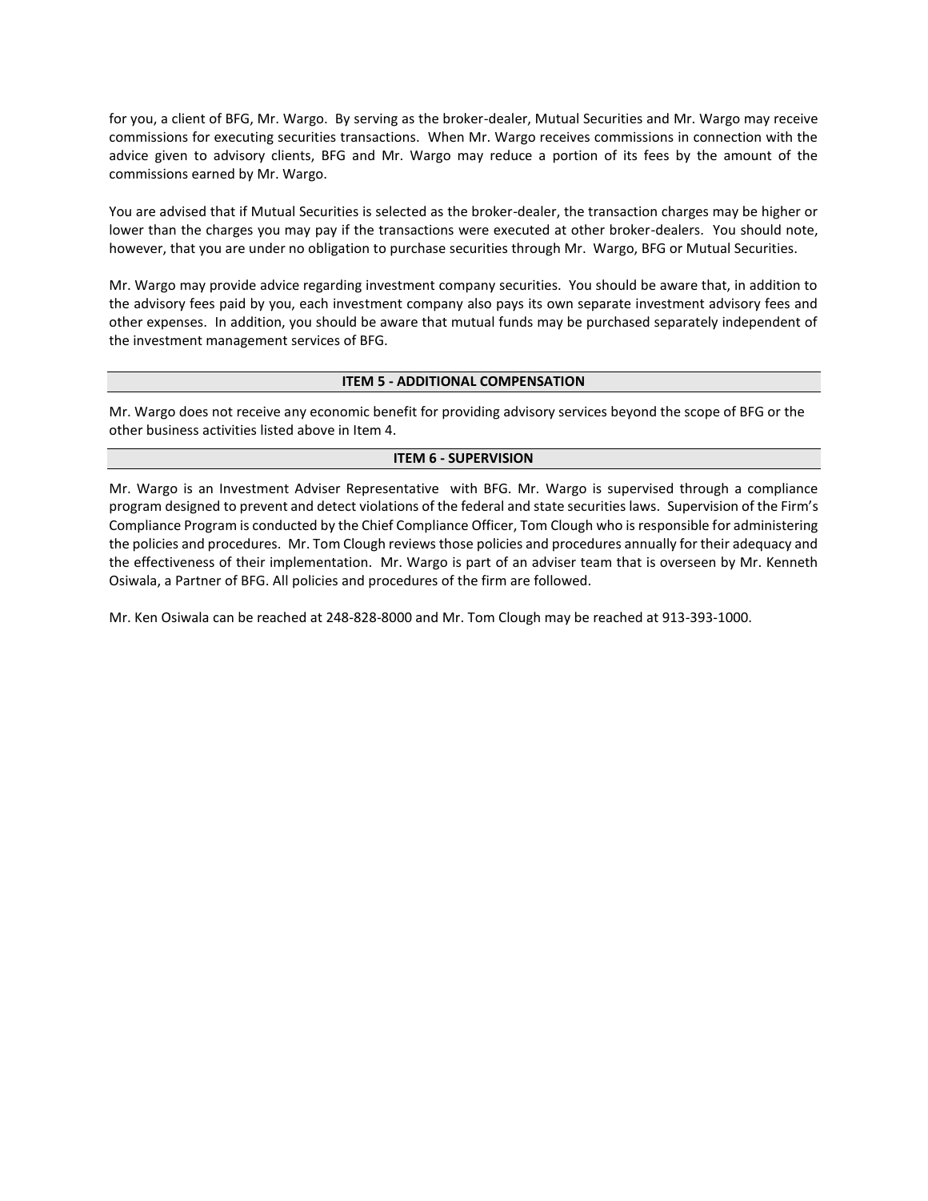for you, a client of BFG, Mr. Wargo. By serving as the broker-dealer, Mutual Securities and Mr. Wargo may receive commissions for executing securities transactions. When Mr. Wargo receives commissions in connection with the advice given to advisory clients, BFG and Mr. Wargo may reduce a portion of its fees by the amount of the commissions earned by Mr. Wargo.

You are advised that if Mutual Securities is selected as the broker-dealer, the transaction charges may be higher or lower than the charges you may pay if the transactions were executed at other broker-dealers. You should note, however, that you are under no obligation to purchase securities through Mr. Wargo, BFG or Mutual Securities.

Mr. Wargo may provide advice regarding investment company securities. You should be aware that, in addition to the advisory fees paid by you, each investment company also pays its own separate investment advisory fees and other expenses. In addition, you should be aware that mutual funds may be purchased separately independent of the investment management services of BFG.

## ITEM 5 - ADDITIONAL COMPENSATION

Mr. Wargo does not receive any economic benefit for providing advisory services beyond the scope of BFG or the other business activities listed above in Item 4.

## ITEM 6 - SUPERVISION

Mr. Wargo is an Investment Adviser Representative with BFG. Mr. Wargo is supervised through a compliance program designed to prevent and detect violations of the federal and state securities laws. Supervision of the Firm's Compliance Program is conducted by the Chief Compliance Officer, Tom Clough who is responsible for administering the policies and procedures. Mr. Tom Clough reviews those policies and procedures annually for their adequacy and the effectiveness of their implementation. Mr. Wargo is part of an adviser team that is overseen by Mr. Kenneth Osiwala, a Partner of BFG. All policies and procedures of the firm are followed.

Mr. Ken Osiwala can be reached at 248-828-8000 and Mr. Tom Clough may be reached at 913-393-1000.